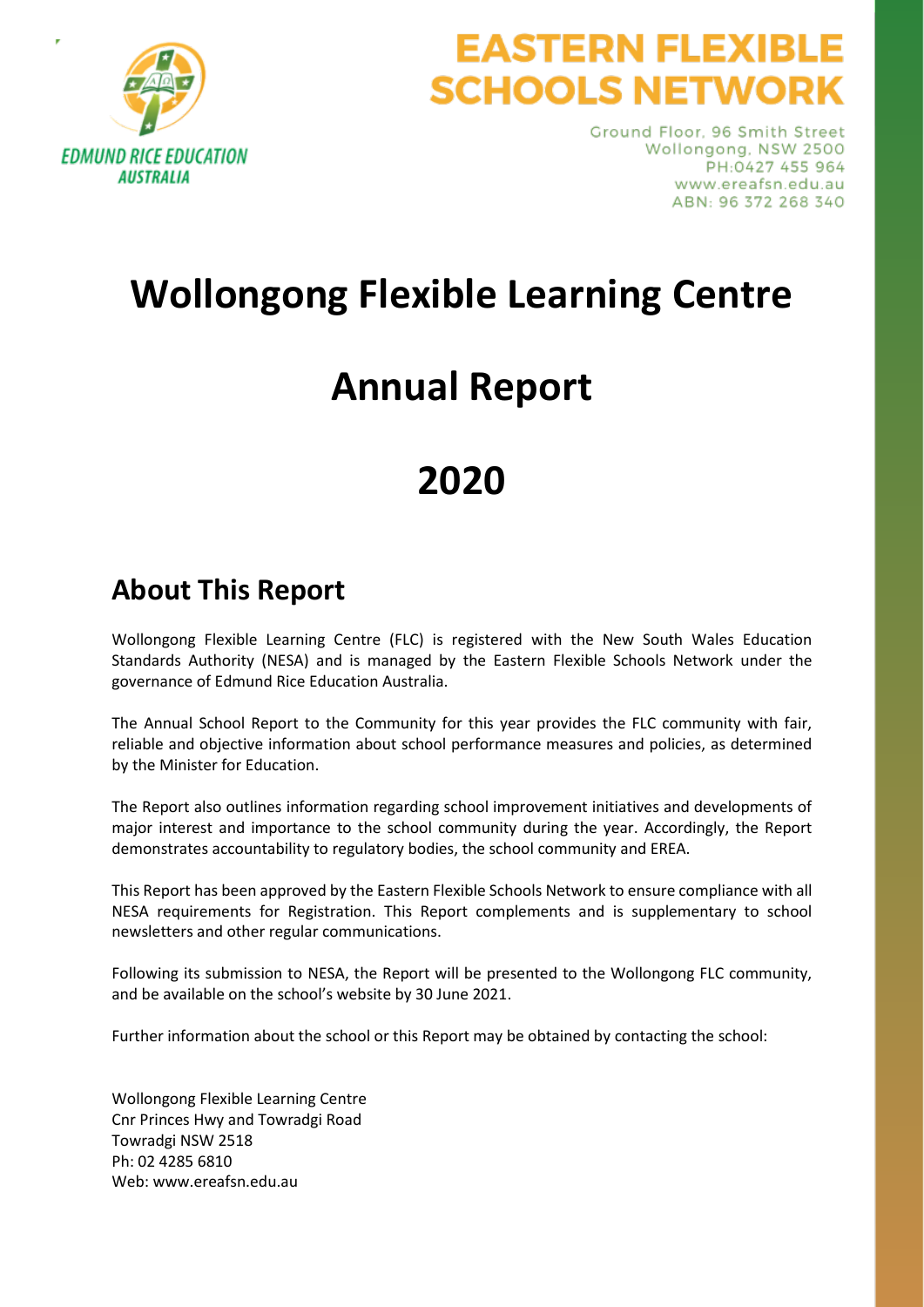EDMUND RICE EDUCATION AUSTRALIA

# EASTERN FLEXIBLE SCHOOLS NETWORK

Ground Floor, 96 Smith Street
Wollongong, NSW 2500
PH:0427 455 964
www.ereafsn.edu.au
ABN: 96 372 268 340

# Wollongong Flexible Learning Centre

# Annual Report

# 2020

## About This Report

Wollongong Flexible Learning Centre (FLC) is registered with the New South Wales Education Standards Authority (NESA) and is managed by the Eastern Flexible Schools Network under the governance of Edmund Rice Education Australia.

The Annual School Report to the Community for this year provides the FLC community with fair, reliable and objective information about school performance measures and policies, as determined by the Minister for Education.

The Report also outlines information regarding school improvement initiatives and developments of major interest and importance to the school community during the year. Accordingly, the Report demonstrates accountability to regulatory bodies, the school community and EREA.

This Report has been approved by the Eastern Flexible Schools Network to ensure compliance with all NESA requirements for Registration. This Report complements and is supplementary to school newsletters and other regular communications.

Following its submission to NESA, the Report will be presented to the Wollongong FLC community, and be available on the school's website by 30 June 2021.

Further information about the school or this Report may be obtained by contacting the school:

Wollongong Flexible Learning Centre
Cnr Princes Hwy and Towradgi Road
Towradgi NSW 2518
Ph: 02 4285 6810
Web: www.ereafsn.edu.au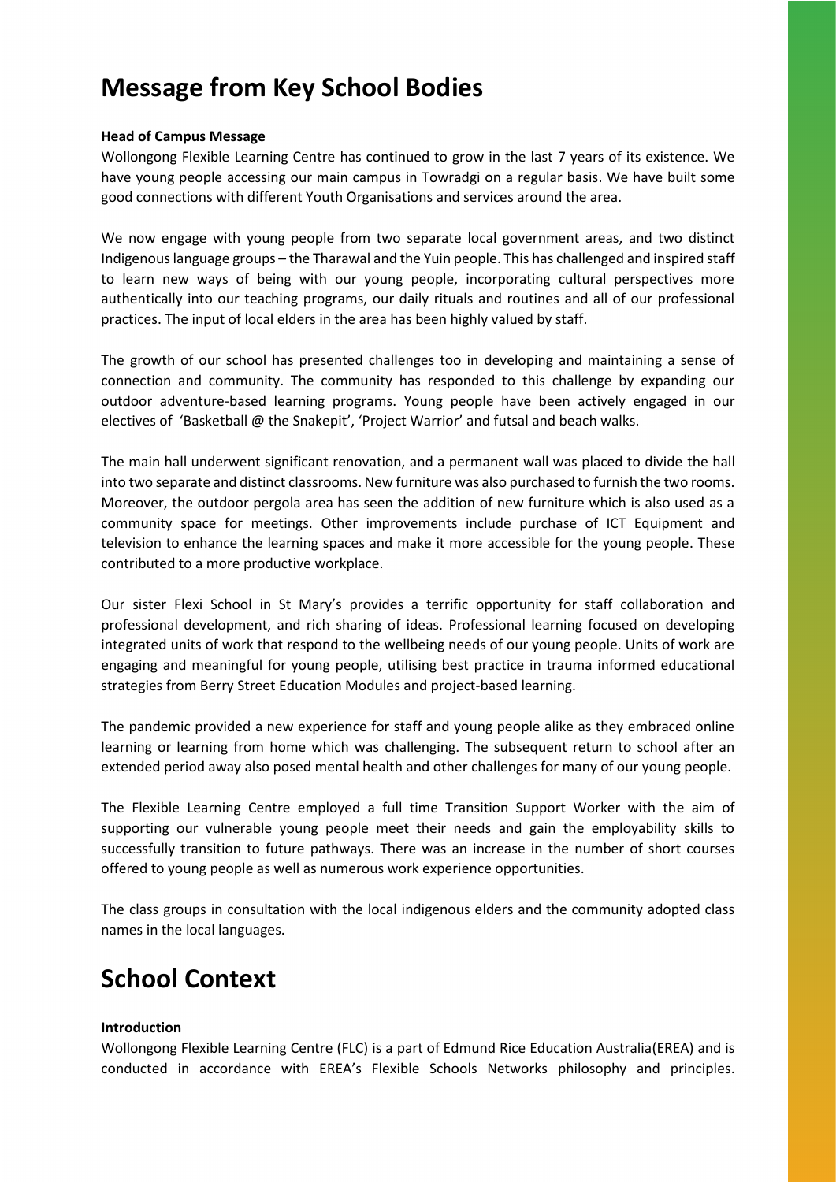# Message from Key School Bodies

**Head of Campus Message**

Wollongong Flexible Learning Centre has continued to grow in the last 7 years of its existence. We have young people accessing our main campus in Towradgi on a regular basis. We have built some good connections with different Youth Organisations and services around the area.

We now engage with young people from two separate local government areas, and two distinct Indigenous language groups – the Tharawal and the Yuin people. This has challenged and inspired staff to learn new ways of being with our young people, incorporating cultural perspectives more authentically into our teaching programs, our daily rituals and routines and all of our professional practices. The input of local elders in the area has been highly valued by staff.

The growth of our school has presented challenges too in developing and maintaining a sense of connection and community. The community has responded to this challenge by expanding our outdoor adventure-based learning programs. Young people have been actively engaged in our electives of 'Basketball @ the Snakepit', 'Project Warrior' and futsal and beach walks.

The main hall underwent significant renovation, and a permanent wall was placed to divide the hall into two separate and distinct classrooms. New furniture was also purchased to furnish the two rooms. Moreover, the outdoor pergola area has seen the addition of new furniture which is also used as a community space for meetings. Other improvements include purchase of ICT Equipment and television to enhance the learning spaces and make it more accessible for the young people. These contributed to a more productive workplace.

Our sister Flexi School in St Mary's provides a terrific opportunity for staff collaboration and professional development, and rich sharing of ideas. Professional learning focused on developing integrated units of work that respond to the wellbeing needs of our young people. Units of work are engaging and meaningful for young people, utilising best practice in trauma informed educational strategies from Berry Street Education Modules and project-based learning.

The pandemic provided a new experience for staff and young people alike as they embraced online learning or learning from home which was challenging. The subsequent return to school after an extended period away also posed mental health and other challenges for many of our young people.

The Flexible Learning Centre employed a full time Transition Support Worker with the aim of supporting our vulnerable young people meet their needs and gain the employability skills to successfully transition to future pathways. There was an increase in the number of short courses offered to young people as well as numerous work experience opportunities.

The class groups in consultation with the local indigenous elders and the community adopted class names in the local languages.

# School Context

**Introduction**

Wollongong Flexible Learning Centre (FLC) is a part of Edmund Rice Education Australia(EREA) and is conducted in accordance with EREA's Flexible Schools Networks philosophy and principles.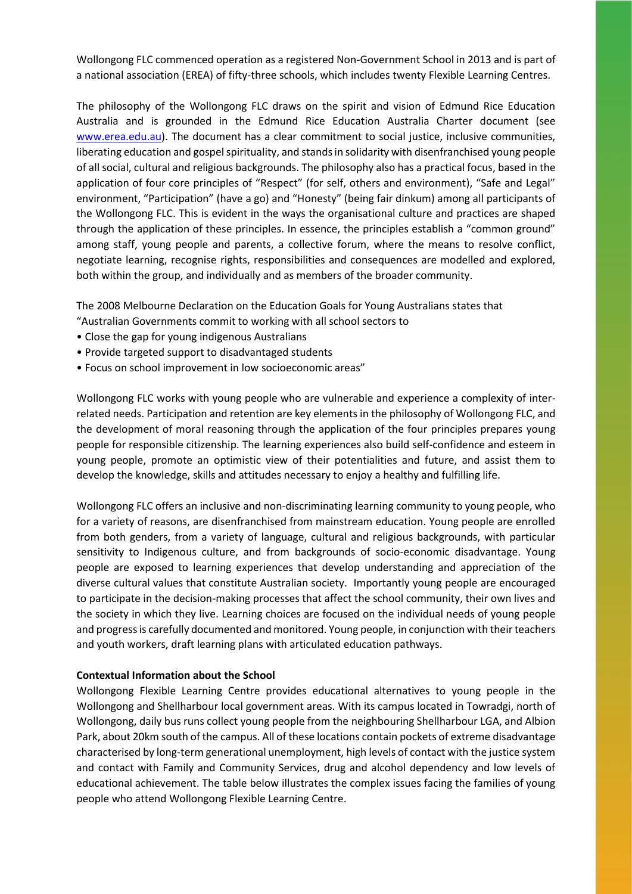Wollongong FLC commenced operation as a registered Non-Government School in 2013 and is part of a national association (EREA) of fifty-three schools, which includes twenty Flexible Learning Centres.

The philosophy of the Wollongong FLC draws on the spirit and vision of Edmund Rice Education Australia and is grounded in the Edmund Rice Education Australia Charter document (see www.erea.edu.au). The document has a clear commitment to social justice, inclusive communities, liberating education and gospel spirituality, and stands in solidarity with disenfranchised young people of all social, cultural and religious backgrounds. The philosophy also has a practical focus, based in the application of four core principles of "Respect" (for self, others and environment), "Safe and Legal" environment, "Participation" (have a go) and "Honesty" (being fair dinkum) among all participants of the Wollongong FLC. This is evident in the ways the organisational culture and practices are shaped through the application of these principles. In essence, the principles establish a "common ground" among staff, young people and parents, a collective forum, where the means to resolve conflict, negotiate learning, recognise rights, responsibilities and consequences are modelled and explored, both within the group, and individually and as members of the broader community.

The 2008 Melbourne Declaration on the Education Goals for Young Australians states that "Australian Governments commit to working with all school sectors to

- Close the gap for young indigenous Australians
- Provide targeted support to disadvantaged students
- Focus on school improvement in low socioeconomic areas"

Wollongong FLC works with young people who are vulnerable and experience a complexity of inter-related needs. Participation and retention are key elements in the philosophy of Wollongong FLC, and the development of moral reasoning through the application of the four principles prepares young people for responsible citizenship. The learning experiences also build self-confidence and esteem in young people, promote an optimistic view of their potentialities and future, and assist them to develop the knowledge, skills and attitudes necessary to enjoy a healthy and fulfilling life.

Wollongong FLC offers an inclusive and non-discriminating learning community to young people, who for a variety of reasons, are disenfranchised from mainstream education. Young people are enrolled from both genders, from a variety of language, cultural and religious backgrounds, with particular sensitivity to Indigenous culture, and from backgrounds of socio-economic disadvantage. Young people are exposed to learning experiences that develop understanding and appreciation of the diverse cultural values that constitute Australian society. Importantly young people are encouraged to participate in the decision-making processes that affect the school community, their own lives and the society in which they live. Learning choices are focused on the individual needs of young people and progress is carefully documented and monitored. Young people, in conjunction with their teachers and youth workers, draft learning plans with articulated education pathways.

**Contextual Information about the School**

Wollongong Flexible Learning Centre provides educational alternatives to young people in the Wollongong and Shellharbour local government areas. With its campus located in Towradgi, north of Wollongong, daily bus runs collect young people from the neighbouring Shellharbour LGA, and Albion Park, about 20km south of the campus. All of these locations contain pockets of extreme disadvantage characterised by long-term generational unemployment, high levels of contact with the justice system and contact with Family and Community Services, drug and alcohol dependency and low levels of educational achievement. The table below illustrates the complex issues facing the families of young people who attend Wollongong Flexible Learning Centre.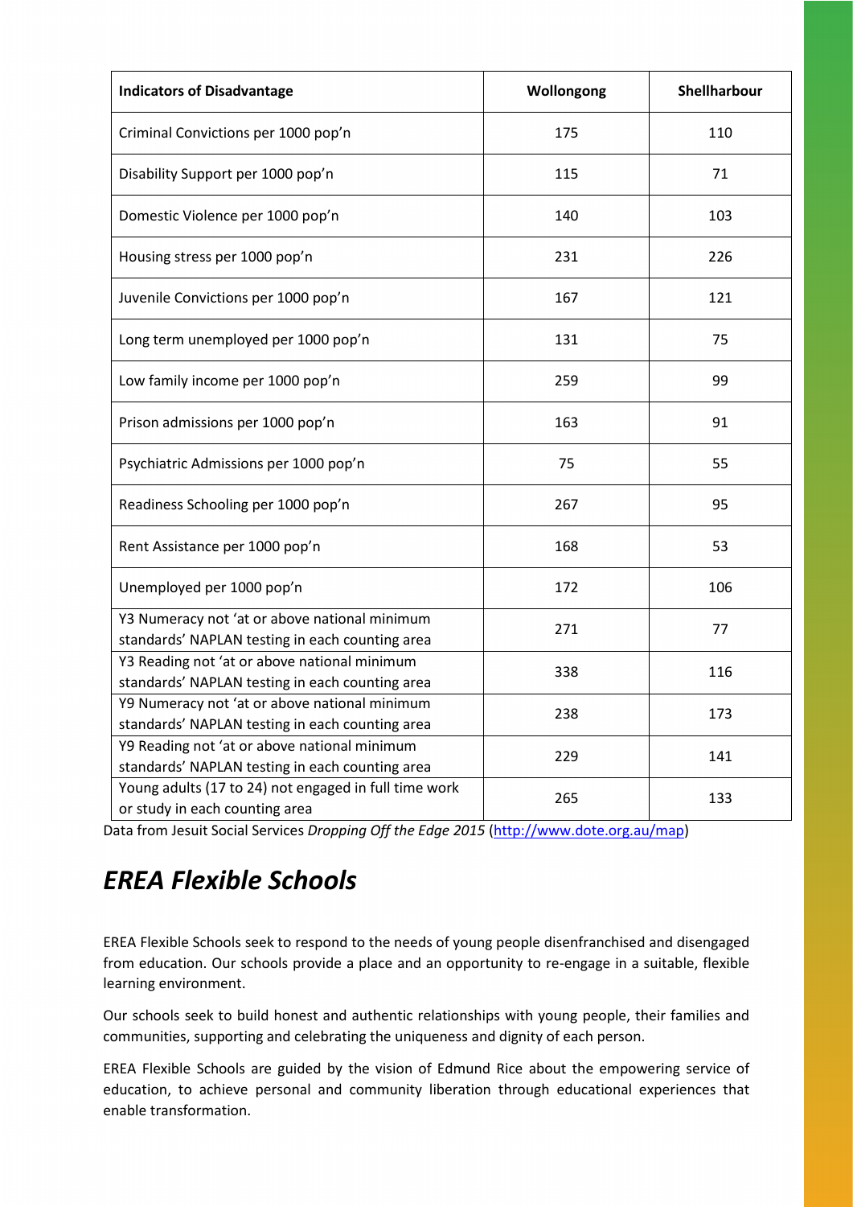| Indicators of Disadvantage | Wollongong | Shellharbour |
| --- | --- | --- |
| Criminal Convictions per 1000 pop'n | 175 | 110 |
| Disability Support per 1000 pop'n | 115 | 71 |
| Domestic Violence per 1000 pop'n | 140 | 103 |
| Housing stress per 1000 pop'n | 231 | 226 |
| Juvenile Convictions per 1000 pop'n | 167 | 121 |
| Long term unemployed per 1000 pop'n | 131 | 75 |
| Low family income per 1000 pop'n | 259 | 99 |
| Prison admissions per 1000 pop'n | 163 | 91 |
| Psychiatric Admissions per 1000 pop'n | 75 | 55 |
| Readiness Schooling per 1000 pop'n | 267 | 95 |
| Rent Assistance per 1000 pop'n | 168 | 53 |
| Unemployed per 1000 pop'n | 172 | 106 |
| Y3 Numeracy not 'at or above national minimum standards' NAPLAN testing in each counting area | 271 | 77 |
| Y3 Reading not 'at or above national minimum standards' NAPLAN testing in each counting area | 338 | 116 |
| Y9 Numeracy not 'at or above national minimum standards' NAPLAN testing in each counting area | 238 | 173 |
| Y9 Reading not 'at or above national minimum standards' NAPLAN testing in each counting area | 229 | 141 |
| Young adults (17 to 24) not engaged in full time work or study in each counting area | 265 | 133 |

Data from Jesuit Social Services *Dropping Off the Edge 2015* (http://www.dote.org.au/map)

## *EREA Flexible Schools*

EREA Flexible Schools seek to respond to the needs of young people disenfranchised and disengaged from education. Our schools provide a place and an opportunity to re-engage in a suitable, flexible learning environment.

Our schools seek to build honest and authentic relationships with young people, their families and communities, supporting and celebrating the uniqueness and dignity of each person.

EREA Flexible Schools are guided by the vision of Edmund Rice about the empowering service of education, to achieve personal and community liberation through educational experiences that enable transformation.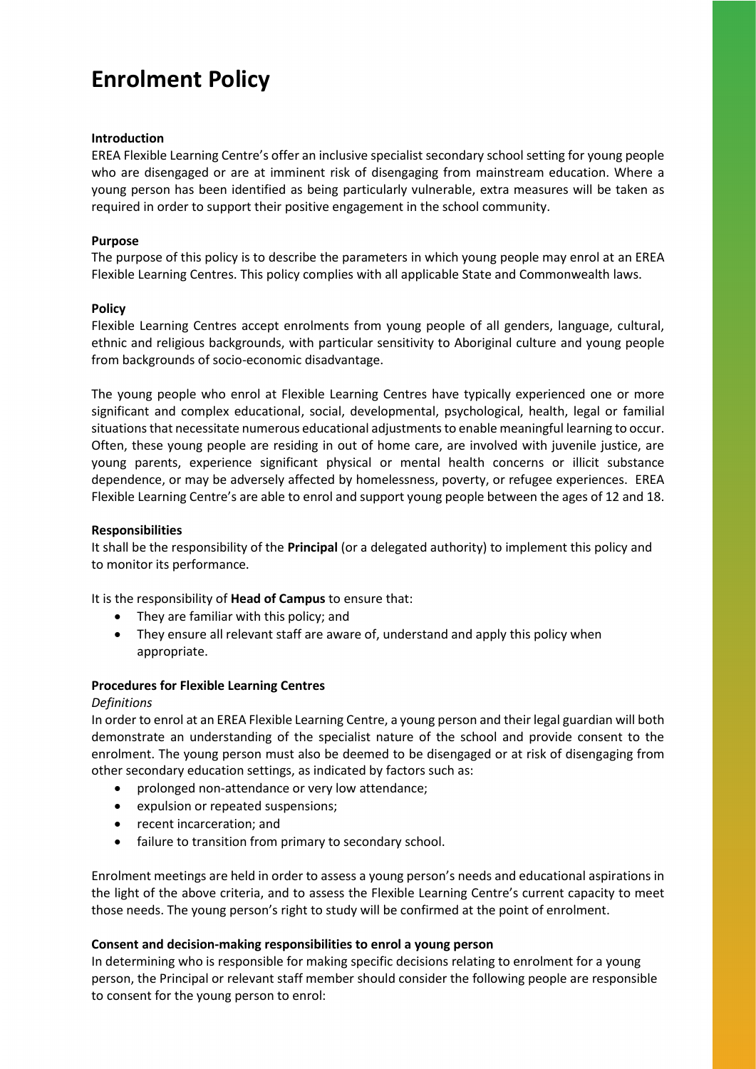# Enrolment Policy

**Introduction**

EREA Flexible Learning Centre's offer an inclusive specialist secondary school setting for young people who are disengaged or are at imminent risk of disengaging from mainstream education. Where a young person has been identified as being particularly vulnerable, extra measures will be taken as required in order to support their positive engagement in the school community.

**Purpose**

The purpose of this policy is to describe the parameters in which young people may enrol at an EREA Flexible Learning Centres. This policy complies with all applicable State and Commonwealth laws.

**Policy**

Flexible Learning Centres accept enrolments from young people of all genders, language, cultural, ethnic and religious backgrounds, with particular sensitivity to Aboriginal culture and young people from backgrounds of socio-economic disadvantage.

The young people who enrol at Flexible Learning Centres have typically experienced one or more significant and complex educational, social, developmental, psychological, health, legal or familial situations that necessitate numerous educational adjustments to enable meaningful learning to occur. Often, these young people are residing in out of home care, are involved with juvenile justice, are young parents, experience significant physical or mental health concerns or illicit substance dependence, or may be adversely affected by homelessness, poverty, or refugee experiences. EREA Flexible Learning Centre's are able to enrol and support young people between the ages of 12 and 18.

**Responsibilities**

It shall be the responsibility of the **Principal** (or a delegated authority) to implement this policy and to monitor its performance.

It is the responsibility of **Head of Campus** to ensure that:

- They are familiar with this policy; and
- They ensure all relevant staff are aware of, understand and apply this policy when appropriate.

**Procedures for Flexible Learning Centres**

*Definitions*

In order to enrol at an EREA Flexible Learning Centre, a young person and their legal guardian will both demonstrate an understanding of the specialist nature of the school and provide consent to the enrolment. The young person must also be deemed to be disengaged or at risk of disengaging from other secondary education settings, as indicated by factors such as:

- prolonged non-attendance or very low attendance;
- expulsion or repeated suspensions;
- recent incarceration; and
- failure to transition from primary to secondary school.

Enrolment meetings are held in order to assess a young person's needs and educational aspirations in the light of the above criteria, and to assess the Flexible Learning Centre's current capacity to meet those needs. The young person's right to study will be confirmed at the point of enrolment.

**Consent and decision-making responsibilities to enrol a young person**

In determining who is responsible for making specific decisions relating to enrolment for a young person, the Principal or relevant staff member should consider the following people are responsible to consent for the young person to enrol: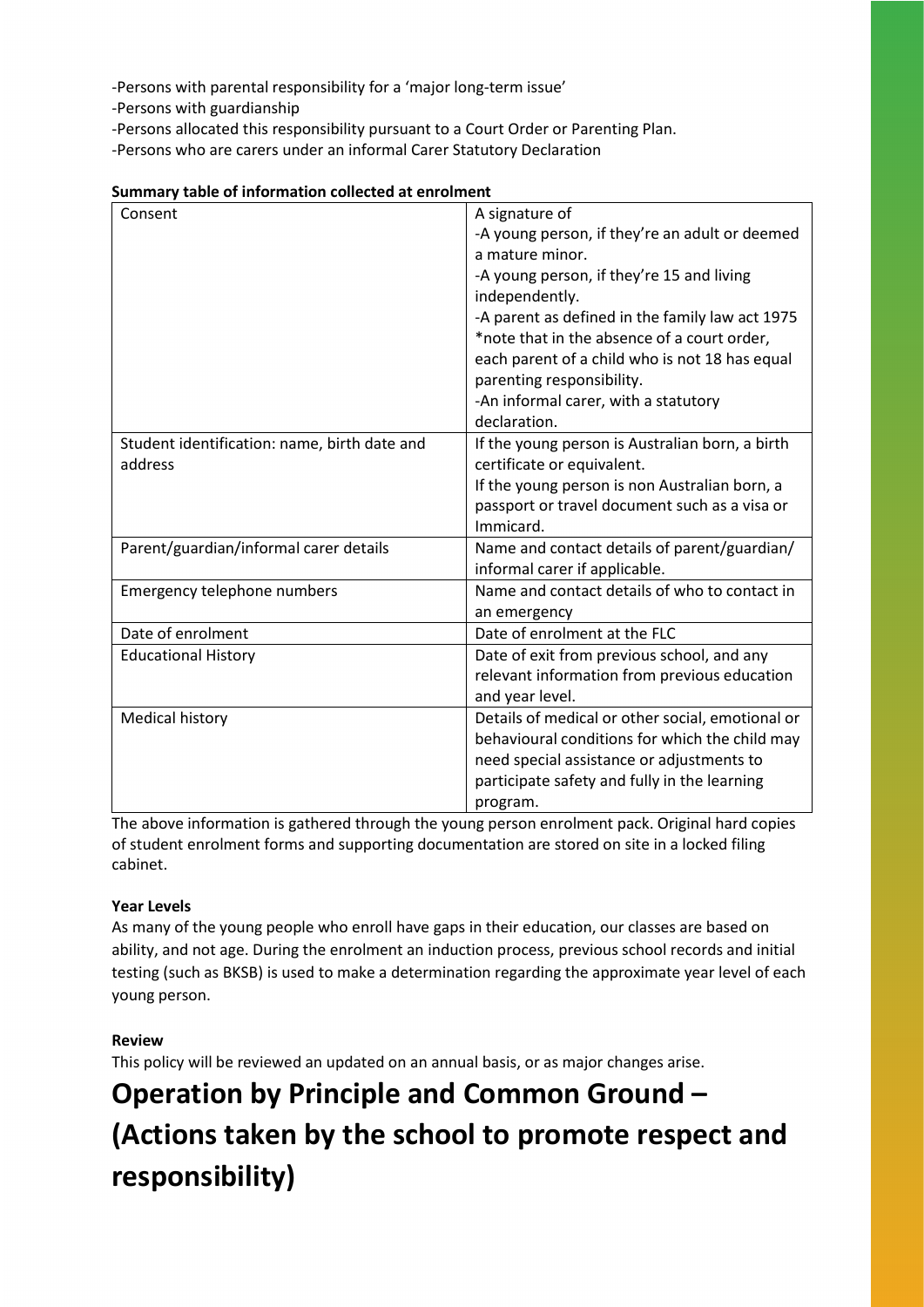-Persons with parental responsibility for a 'major long-term issue'
-Persons with guardianship
-Persons allocated this responsibility pursuant to a Court Order or Parenting Plan.
-Persons who are carers under an informal Carer Statutory Declaration

**Summary table of information collected at enrolment**

| | |
|---|---|
| Consent | A signature of<br>-A young person, if they're an adult or deemed a mature minor.<br>-A young person, if they're 15 and living independently.<br>-A parent as defined in the family law act 1975 *note that in the absence of a court order, each parent of a child who is not 18 has equal parenting responsibility.<br>-An informal carer, with a statutory declaration. |
| Student identification: name, birth date and address | If the young person is Australian born, a birth certificate or equivalent.<br>If the young person is non Australian born, a passport or travel document such as a visa or Immicard. |
| Parent/guardian/informal carer details | Name and contact details of parent/guardian/ informal carer if applicable. |
| Emergency telephone numbers | Name and contact details of who to contact in an emergency |
| Date of enrolment | Date of enrolment at the FLC |
| Educational History | Date of exit from previous school, and any relevant information from previous education and year level. |
| Medical history | Details of medical or other social, emotional or behavioural conditions for which the child may need special assistance or adjustments to participate safety and fully in the learning program. |

The above information is gathered through the young person enrolment pack. Original hard copies of student enrolment forms and supporting documentation are stored on site in a locked filing cabinet.

**Year Levels**

As many of the young people who enroll have gaps in their education, our classes are based on ability, and not age. During the enrolment an induction process, previous school records and initial testing (such as BKSB) is used to make a determination regarding the approximate year level of each young person.

**Review**

This policy will be reviewed an updated on an annual basis, or as major changes arise.

# Operation by Principle and Common Ground – (Actions taken by the school to promote respect and responsibility)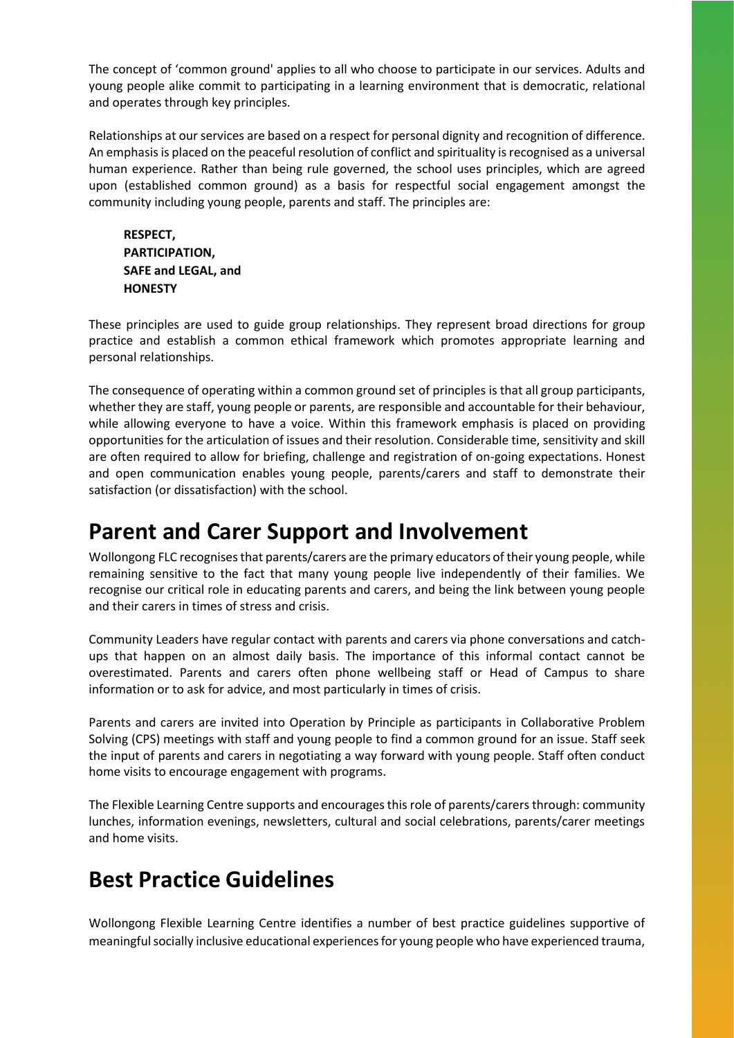The concept of 'common ground' applies to all who choose to participate in our services. Adults and young people alike commit to participating in a learning environment that is democratic, relational and operates through key principles.

Relationships at our services are based on a respect for personal dignity and recognition of difference. An emphasis is placed on the peaceful resolution of conflict and spirituality is recognised as a universal human experience. Rather than being rule governed, the school uses principles, which are agreed upon (established common ground) as a basis for respectful social engagement amongst the community including young people, parents and staff. The principles are:

> **RESPECT,**
> **PARTICIPATION,**
> **SAFE and LEGAL, and**
> **HONESTY**

These principles are used to guide group relationships. They represent broad directions for group practice and establish a common ethical framework which promotes appropriate learning and personal relationships.

The consequence of operating within a common ground set of principles is that all group participants, whether they are staff, young people or parents, are responsible and accountable for their behaviour, while allowing everyone to have a voice. Within this framework emphasis is placed on providing opportunities for the articulation of issues and their resolution. Considerable time, sensitivity and skill are often required to allow for briefing, challenge and registration of on-going expectations. Honest and open communication enables young people, parents/carers and staff to demonstrate their satisfaction (or dissatisfaction) with the school.

## Parent and Carer Support and Involvement

Wollongong FLC recognises that parents/carers are the primary educators of their young people, while remaining sensitive to the fact that many young people live independently of their families. We recognise our critical role in educating parents and carers, and being the link between young people and their carers in times of stress and crisis.

Community Leaders have regular contact with parents and carers via phone conversations and catch-ups that happen on an almost daily basis. The importance of this informal contact cannot be overestimated. Parents and carers often phone wellbeing staff or Head of Campus to share information or to ask for advice, and most particularly in times of crisis.

Parents and carers are invited into Operation by Principle as participants in Collaborative Problem Solving (CPS) meetings with staff and young people to find a common ground for an issue. Staff seek the input of parents and carers in negotiating a way forward with young people. Staff often conduct home visits to encourage engagement with programs.

The Flexible Learning Centre supports and encourages this role of parents/carers through: community lunches, information evenings, newsletters, cultural and social celebrations, parents/carer meetings and home visits.

## Best Practice Guidelines

Wollongong Flexible Learning Centre identifies a number of best practice guidelines supportive of meaningful socially inclusive educational experiences for young people who have experienced trauma,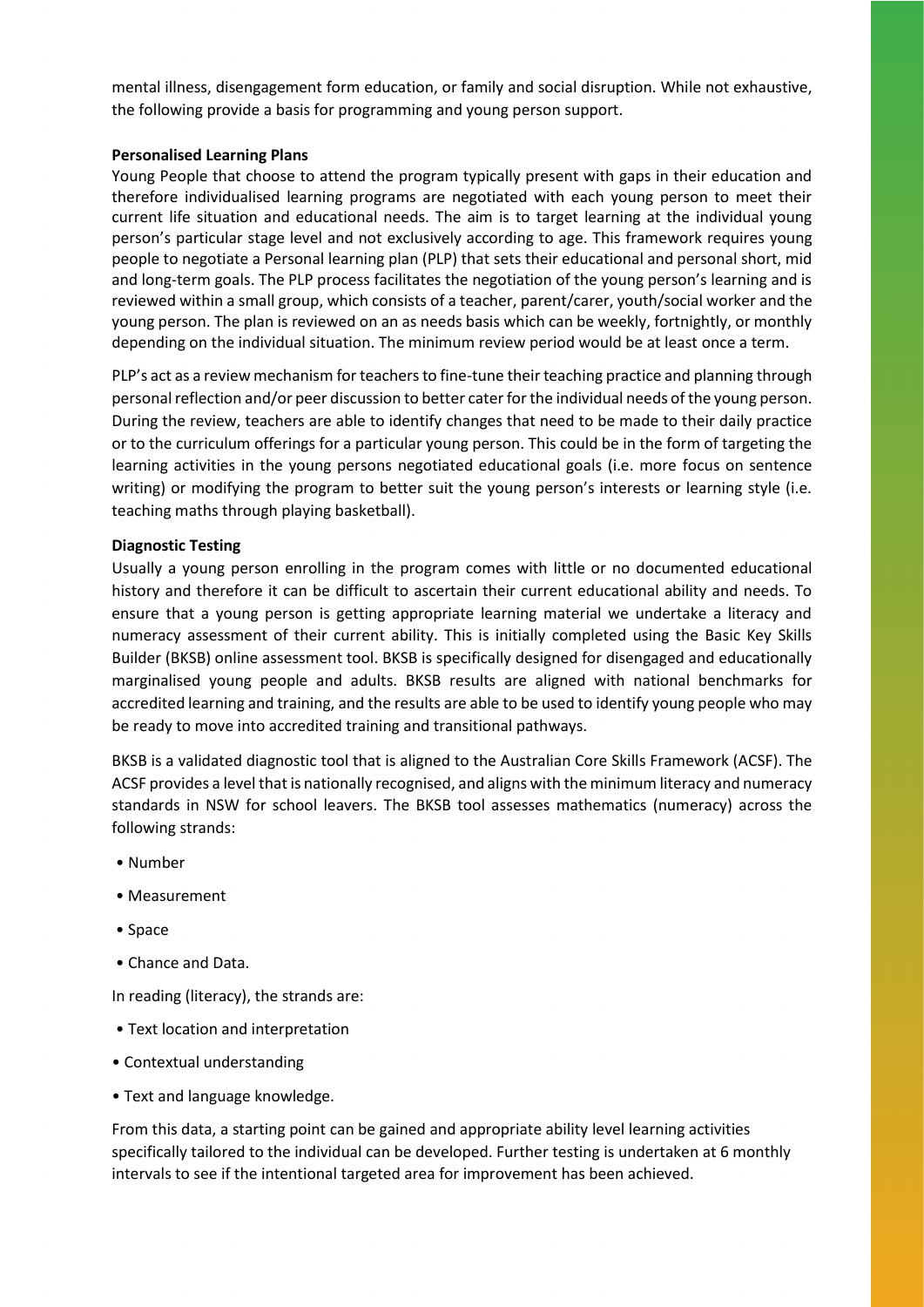mental illness, disengagement form education, or family and social disruption. While not exhaustive, the following provide a basis for programming and young person support.

**Personalised Learning Plans**

Young People that choose to attend the program typically present with gaps in their education and therefore individualised learning programs are negotiated with each young person to meet their current life situation and educational needs. The aim is to target learning at the individual young person's particular stage level and not exclusively according to age. This framework requires young people to negotiate a Personal learning plan (PLP) that sets their educational and personal short, mid and long-term goals. The PLP process facilitates the negotiation of the young person's learning and is reviewed within a small group, which consists of a teacher, parent/carer, youth/social worker and the young person. The plan is reviewed on an as needs basis which can be weekly, fortnightly, or monthly depending on the individual situation. The minimum review period would be at least once a term.

PLP's act as a review mechanism for teachers to fine-tune their teaching practice and planning through personal reflection and/or peer discussion to better cater for the individual needs of the young person. During the review, teachers are able to identify changes that need to be made to their daily practice or to the curriculum offerings for a particular young person. This could be in the form of targeting the learning activities in the young persons negotiated educational goals (i.e. more focus on sentence writing) or modifying the program to better suit the young person's interests or learning style (i.e. teaching maths through playing basketball).

**Diagnostic Testing**

Usually a young person enrolling in the program comes with little or no documented educational history and therefore it can be difficult to ascertain their current educational ability and needs. To ensure that a young person is getting appropriate learning material we undertake a literacy and numeracy assessment of their current ability. This is initially completed using the Basic Key Skills Builder (BKSB) online assessment tool. BKSB is specifically designed for disengaged and educationally marginalised young people and adults. BKSB results are aligned with national benchmarks for accredited learning and training, and the results are able to be used to identify young people who may be ready to move into accredited training and transitional pathways.

BKSB is a validated diagnostic tool that is aligned to the Australian Core Skills Framework (ACSF). The ACSF provides a level that is nationally recognised, and aligns with the minimum literacy and numeracy standards in NSW for school leavers. The BKSB tool assesses mathematics (numeracy) across the following strands:

- Number
- Measurement
- Space
- Chance and Data.

In reading (literacy), the strands are:

- Text location and interpretation
- Contextual understanding
- Text and language knowledge.

From this data, a starting point can be gained and appropriate ability level learning activities specifically tailored to the individual can be developed. Further testing is undertaken at 6 monthly intervals to see if the intentional targeted area for improvement has been achieved.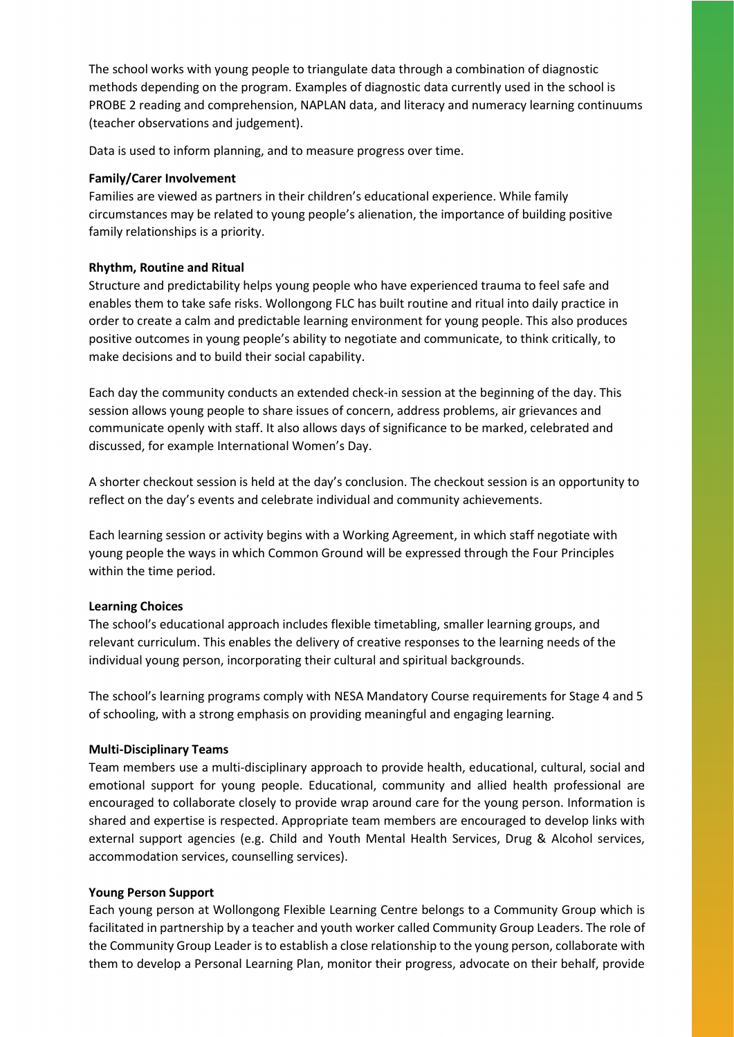The school works with young people to triangulate data through a combination of diagnostic methods depending on the program. Examples of diagnostic data currently used in the school is PROBE 2 reading and comprehension, NAPLAN data, and literacy and numeracy learning continuums (teacher observations and judgement).

Data is used to inform planning, and to measure progress over time.

**Family/Carer Involvement**
Families are viewed as partners in their children's educational experience. While family circumstances may be related to young people's alienation, the importance of building positive family relationships is a priority.

**Rhythm, Routine and Ritual**
Structure and predictability helps young people who have experienced trauma to feel safe and enables them to take safe risks. Wollongong FLC has built routine and ritual into daily practice in order to create a calm and predictable learning environment for young people. This also produces positive outcomes in young people's ability to negotiate and communicate, to think critically, to make decisions and to build their social capability.

Each day the community conducts an extended check-in session at the beginning of the day. This session allows young people to share issues of concern, address problems, air grievances and communicate openly with staff. It also allows days of significance to be marked, celebrated and discussed, for example International Women's Day.

A shorter checkout session is held at the day's conclusion. The checkout session is an opportunity to reflect on the day's events and celebrate individual and community achievements.

Each learning session or activity begins with a Working Agreement, in which staff negotiate with young people the ways in which Common Ground will be expressed through the Four Principles within the time period.

**Learning Choices**
The school's educational approach includes flexible timetabling, smaller learning groups, and relevant curriculum. This enables the delivery of creative responses to the learning needs of the individual young person, incorporating their cultural and spiritual backgrounds.

The school's learning programs comply with NESA Mandatory Course requirements for Stage 4 and 5 of schooling, with a strong emphasis on providing meaningful and engaging learning.

**Multi-Disciplinary Teams**
Team members use a multi-disciplinary approach to provide health, educational, cultural, social and emotional support for young people. Educational, community and allied health professional are encouraged to collaborate closely to provide wrap around care for the young person. Information is shared and expertise is respected. Appropriate team members are encouraged to develop links with external support agencies (e.g. Child and Youth Mental Health Services, Drug & Alcohol services, accommodation services, counselling services).

**Young Person Support**
Each young person at Wollongong Flexible Learning Centre belongs to a Community Group which is facilitated in partnership by a teacher and youth worker called Community Group Leaders. The role of the Community Group Leader is to establish a close relationship to the young person, collaborate with them to develop a Personal Learning Plan, monitor their progress, advocate on their behalf, provide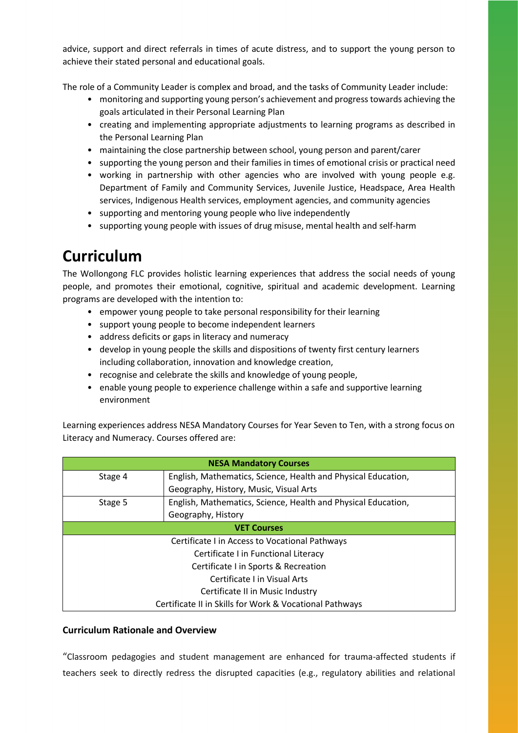advice, support and direct referrals in times of acute distress, and to support the young person to achieve their stated personal and educational goals.

The role of a Community Leader is complex and broad, and the tasks of Community Leader include:

- monitoring and supporting young person's achievement and progress towards achieving the goals articulated in their Personal Learning Plan
- creating and implementing appropriate adjustments to learning programs as described in the Personal Learning Plan
- maintaining the close partnership between school, young person and parent/carer
- supporting the young person and their families in times of emotional crisis or practical need
- working in partnership with other agencies who are involved with young people e.g. Department of Family and Community Services, Juvenile Justice, Headspace, Area Health services, Indigenous Health services, employment agencies, and community agencies
- supporting and mentoring young people who live independently
- supporting young people with issues of drug misuse, mental health and self-harm

# Curriculum

The Wollongong FLC provides holistic learning experiences that address the social needs of young people, and promotes their emotional, cognitive, spiritual and academic development. Learning programs are developed with the intention to:

- empower young people to take personal responsibility for their learning
- support young people to become independent learners
- address deficits or gaps in literacy and numeracy
- develop in young people the skills and dispositions of twenty first century learners including collaboration, innovation and knowledge creation,
- recognise and celebrate the skills and knowledge of young people,
- enable young people to experience challenge within a safe and supportive learning environment

Learning experiences address NESA Mandatory Courses for Year Seven to Ten, with a strong focus on Literacy and Numeracy. Courses offered are:

| **NESA Mandatory Courses** | |
|---|---|
| Stage 4 | English, Mathematics, Science, Health and Physical Education, Geography, History, Music, Visual Arts |
| Stage 5 | English, Mathematics, Science, Health and Physical Education, Geography, History |
| **VET Courses** | |
| Certificate I in Access to Vocational Pathways | |
| Certificate I in Functional Literacy | |
| Certificate I in Sports & Recreation | |
| Certificate I in Visual Arts | |
| Certificate II in Music Industry | |
| Certificate II in Skills for Work & Vocational Pathways | |

### Curriculum Rationale and Overview

"Classroom pedagogies and student management are enhanced for trauma-affected students if teachers seek to directly redress the disrupted capacities (e.g., regulatory abilities and relational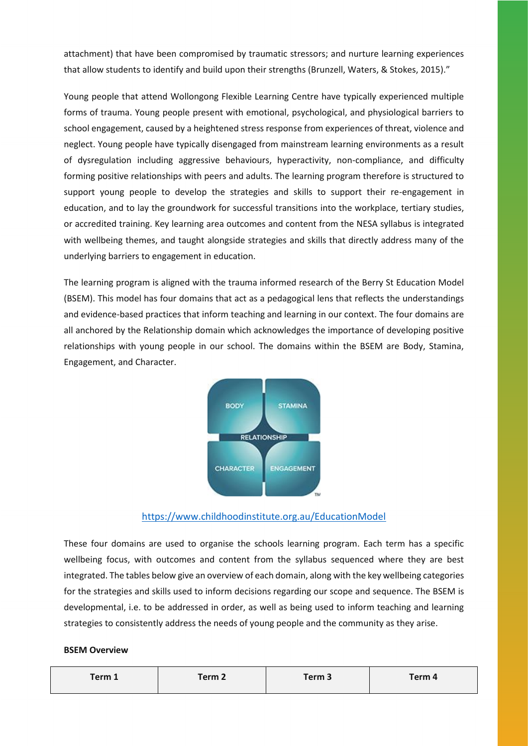attachment) that have been compromised by traumatic stressors; and nurture learning experiences that allow students to identify and build upon their strengths (Brunzell, Waters, & Stokes, 2015)."

Young people that attend Wollongong Flexible Learning Centre have typically experienced multiple forms of trauma. Young people present with emotional, psychological, and physiological barriers to school engagement, caused by a heightened stress response from experiences of threat, violence and neglect. Young people have typically disengaged from mainstream learning environments as a result of dysregulation including aggressive behaviours, hyperactivity, non-compliance, and difficulty forming positive relationships with peers and adults. The learning program therefore is structured to support young people to develop the strategies and skills to support their re-engagement in education, and to lay the groundwork for successful transitions into the workplace, tertiary studies, or accredited training. Key learning area outcomes and content from the NESA syllabus is integrated with wellbeing themes, and taught alongside strategies and skills that directly address many of the underlying barriers to engagement in education.

The learning program is aligned with the trauma informed research of the Berry St Education Model (BSEM). This model has four domains that act as a pedagogical lens that reflects the understandings and evidence-based practices that inform teaching and learning in our context. The four domains are all anchored by the Relationship domain which acknowledges the importance of developing positive relationships with young people in our school. The domains within the BSEM are Body, Stamina, Engagement, and Character.

BODY | STAMINA | RELATIONSHIP | CHARACTER | ENGAGEMENT

https://www.childhoodinstitute.org.au/EducationModel

These four domains are used to organise the schools learning program. Each term has a specific wellbeing focus, with outcomes and content from the syllabus sequenced where they are best integrated. The tables below give an overview of each domain, along with the key wellbeing categories for the strategies and skills used to inform decisions regarding our scope and sequence. The BSEM is developmental, i.e. to be addressed in order, as well as being used to inform teaching and learning strategies to consistently address the needs of young people and the community as they arise.

**BSEM Overview**

| Term 1 | Term 2 | Term 3 | Term 4 |
|---|---|---|---|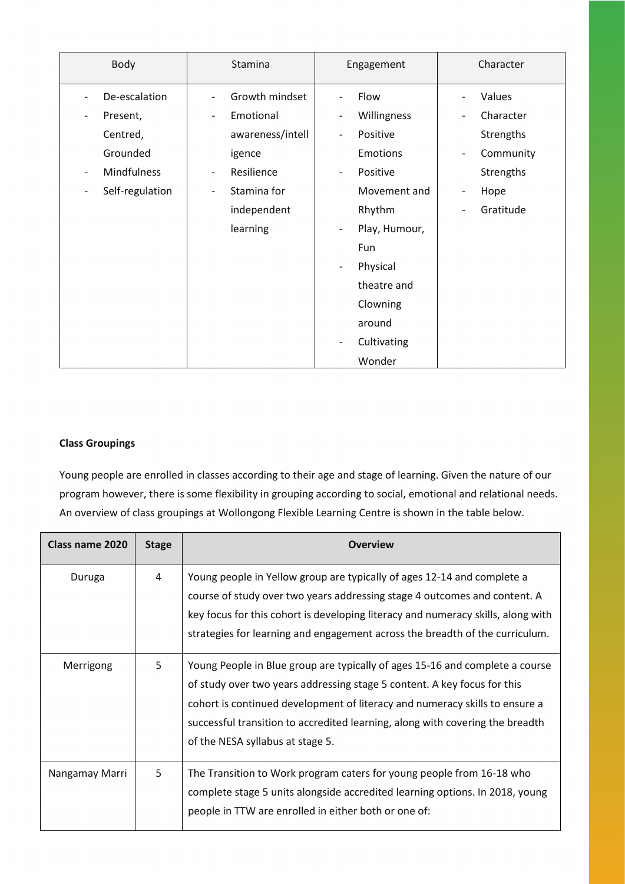| Body | Stamina | Engagement | Character |
|---|---|---|---|
| - De-escalation<br>- Present, Centred, Grounded<br>- Mindfulness<br>- Self-regulation | - Growth mindset<br>- Emotional awareness/intelligence<br>- Resilience<br>- Stamina for independent learning | - Flow<br>- Willingness<br>- Positive Emotions<br>- Positive Movement and Rhythm<br>- Play, Humour, Fun<br>- Physical theatre and Clowning around<br>- Cultivating Wonder | - Values<br>- Character Strengths<br>- Community Strengths<br>- Hope<br>- Gratitude |

**Class Groupings**

Young people are enrolled in classes according to their age and stage of learning. Given the nature of our program however, there is some flexibility in grouping according to social, emotional and relational needs. An overview of class groupings at Wollongong Flexible Learning Centre is shown in the table below.

| Class name 2020 | Stage | Overview |
|---|---|---|
| Duruga | 4 | Young people in Yellow group are typically of ages 12-14 and complete a course of study over two years addressing stage 4 outcomes and content. A key focus for this cohort is developing literacy and numeracy skills, along with strategies for learning and engagement across the breadth of the curriculum. |
| Merrigong | 5 | Young People in Blue group are typically of ages 15-16 and complete a course of study over two years addressing stage 5 content. A key focus for this cohort is continued development of literacy and numeracy skills to ensure a successful transition to accredited learning, along with covering the breadth of the NESA syllabus at stage 5. |
| Nangamay Marri | 5 | The Transition to Work program caters for young people from 16-18 who complete stage 5 units alongside accredited learning options. In 2018, young people in TTW are enrolled in either both or one of: |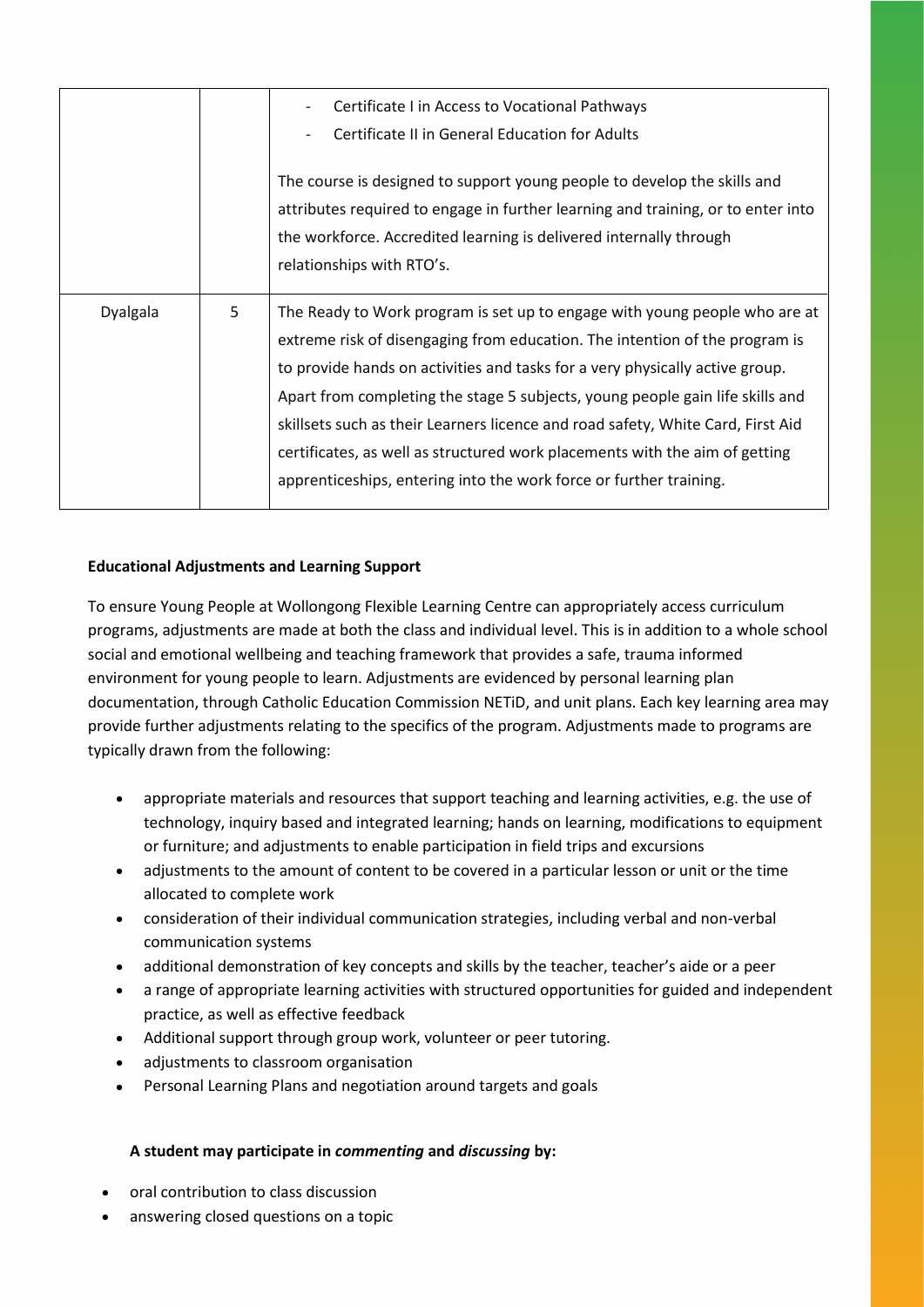|  |  | - Certificate I in Access to Vocational Pathways<br>- Certificate II in General Education for Adults<br><br>The course is designed to support young people to develop the skills and attributes required to engage in further learning and training, or to enter into the workforce. Accredited learning is delivered internally through relationships with RTO's. |
| --- | --- | --- |
| Dyalgala | 5 | The Ready to Work program is set up to engage with young people who are at extreme risk of disengaging from education. The intention of the program is to provide hands on activities and tasks for a very physically active group. Apart from completing the stage 5 subjects, young people gain life skills and skillsets such as their Learners licence and road safety, White Card, First Aid certificates, as well as structured work placements with the aim of getting apprenticeships, entering into the work force or further training. |

**Educational Adjustments and Learning Support**

To ensure Young People at Wollongong Flexible Learning Centre can appropriately access curriculum programs, adjustments are made at both the class and individual level. This is in addition to a whole school social and emotional wellbeing and teaching framework that provides a safe, trauma informed environment for young people to learn. Adjustments are evidenced by personal learning plan documentation, through Catholic Education Commission NETiD, and unit plans. Each key learning area may provide further adjustments relating to the specifics of the program. Adjustments made to programs are typically drawn from the following:

- appropriate materials and resources that support teaching and learning activities, e.g. the use of technology, inquiry based and integrated learning; hands on learning, modifications to equipment or furniture; and adjustments to enable participation in field trips and excursions
- adjustments to the amount of content to be covered in a particular lesson or unit or the time allocated to complete work
- consideration of their individual communication strategies, including verbal and non-verbal communication systems
- additional demonstration of key concepts and skills by the teacher, teacher's aide or a peer
- a range of appropriate learning activities with structured opportunities for guided and independent practice, as well as effective feedback
- Additional support through group work, volunteer or peer tutoring.
- adjustments to classroom organisation
- Personal Learning Plans and negotiation around targets and goals

**A student may participate in *commenting* and *discussing* by:**

- oral contribution to class discussion
- answering closed questions on a topic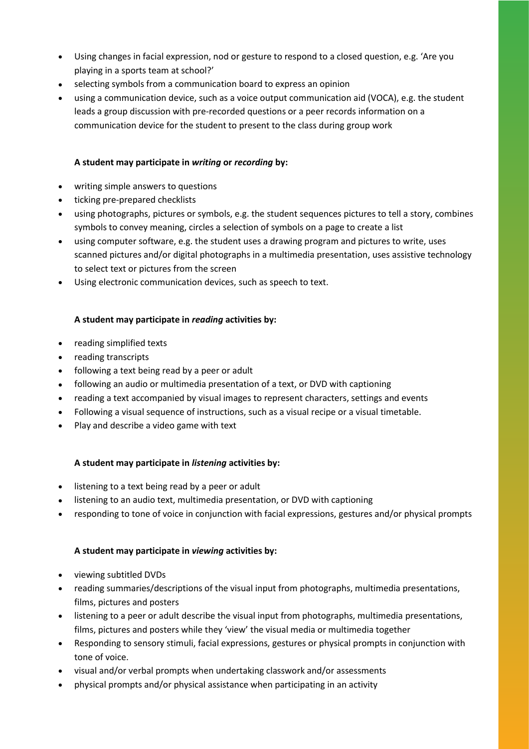- Using changes in facial expression, nod or gesture to respond to a closed question, e.g. 'Are you playing in a sports team at school?'
- selecting symbols from a communication board to express an opinion
- using a communication device, such as a voice output communication aid (VOCA), e.g. the student leads a group discussion with pre-recorded questions or a peer records information on a communication device for the student to present to the class during group work

**A student may participate in *writing* or *recording* by:**

- writing simple answers to questions
- ticking pre-prepared checklists
- using photographs, pictures or symbols, e.g. the student sequences pictures to tell a story, combines symbols to convey meaning, circles a selection of symbols on a page to create a list
- using computer software, e.g. the student uses a drawing program and pictures to write, uses scanned pictures and/or digital photographs in a multimedia presentation, uses assistive technology to select text or pictures from the screen
- Using electronic communication devices, such as speech to text.

**A student may participate in *reading* activities by:**

- reading simplified texts
- reading transcripts
- following a text being read by a peer or adult
- following an audio or multimedia presentation of a text, or DVD with captioning
- reading a text accompanied by visual images to represent characters, settings and events
- Following a visual sequence of instructions, such as a visual recipe or a visual timetable.
- Play and describe a video game with text

**A student may participate in *listening* activities by:**

- listening to a text being read by a peer or adult
- listening to an audio text, multimedia presentation, or DVD with captioning
- responding to tone of voice in conjunction with facial expressions, gestures and/or physical prompts

**A student may participate in *viewing* activities by:**

- viewing subtitled DVDs
- reading summaries/descriptions of the visual input from photographs, multimedia presentations, films, pictures and posters
- listening to a peer or adult describe the visual input from photographs, multimedia presentations, films, pictures and posters while they 'view' the visual media or multimedia together
- Responding to sensory stimuli, facial expressions, gestures or physical prompts in conjunction with tone of voice.
- visual and/or verbal prompts when undertaking classwork and/or assessments
- physical prompts and/or physical assistance when participating in an activity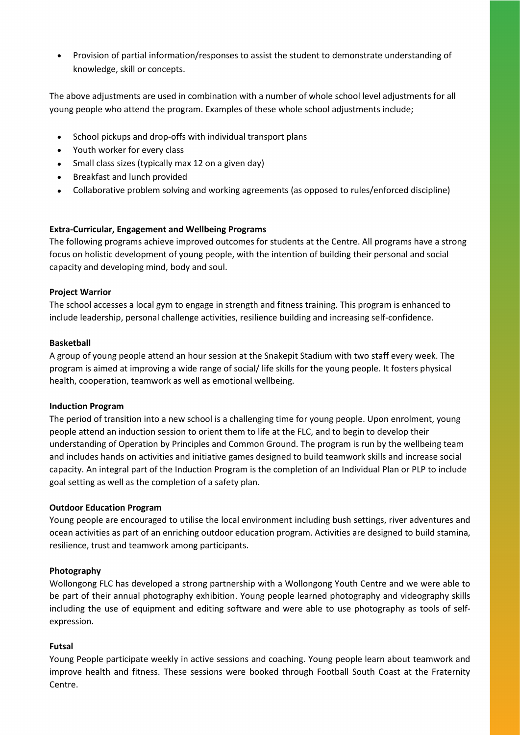- Provision of partial information/responses to assist the student to demonstrate understanding of knowledge, skill or concepts.

The above adjustments are used in combination with a number of whole school level adjustments for all young people who attend the program. Examples of these whole school adjustments include;

- School pickups and drop-offs with individual transport plans
- Youth worker for every class
- Small class sizes (typically max 12 on a given day)
- Breakfast and lunch provided
- Collaborative problem solving and working agreements (as opposed to rules/enforced discipline)

**Extra-Curricular, Engagement and Wellbeing Programs**

The following programs achieve improved outcomes for students at the Centre. All programs have a strong focus on holistic development of young people, with the intention of building their personal and social capacity and developing mind, body and soul.

**Project Warrior**

The school accesses a local gym to engage in strength and fitness training. This program is enhanced to include leadership, personal challenge activities, resilience building and increasing self-confidence.

**Basketball**

A group of young people attend an hour session at the Snakepit Stadium with two staff every week. The program is aimed at improving a wide range of social/ life skills for the young people. It fosters physical health, cooperation, teamwork as well as emotional wellbeing.

**Induction Program**

The period of transition into a new school is a challenging time for young people. Upon enrolment, young people attend an induction session to orient them to life at the FLC, and to begin to develop their understanding of Operation by Principles and Common Ground. The program is run by the wellbeing team and includes hands on activities and initiative games designed to build teamwork skills and increase social capacity. An integral part of the Induction Program is the completion of an Individual Plan or PLP to include goal setting as well as the completion of a safety plan.

**Outdoor Education Program**

Young people are encouraged to utilise the local environment including bush settings, river adventures and ocean activities as part of an enriching outdoor education program. Activities are designed to build stamina, resilience, trust and teamwork among participants.

**Photography**

Wollongong FLC has developed a strong partnership with a Wollongong Youth Centre and we were able to be part of their annual photography exhibition. Young people learned photography and videography skills including the use of equipment and editing software and were able to use photography as tools of self-expression.

**Futsal**

Young People participate weekly in active sessions and coaching. Young people learn about teamwork and improve health and fitness. These sessions were booked through Football South Coast at the Fraternity Centre.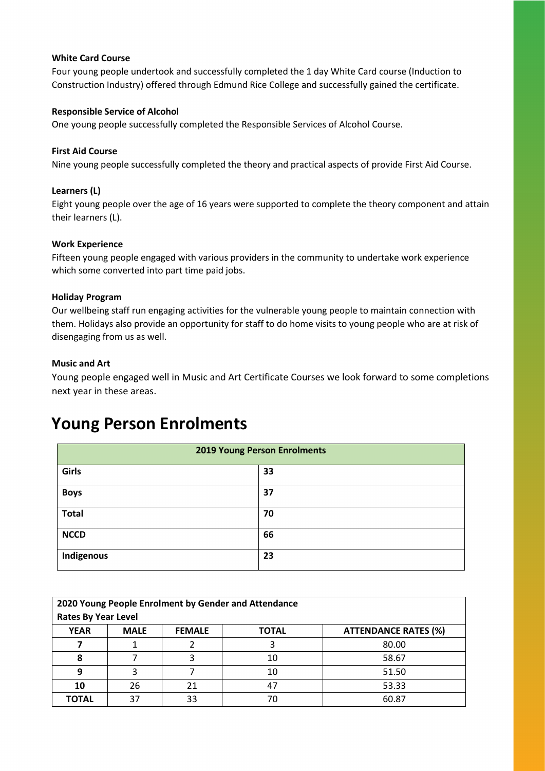**White Card Course**

Four young people undertook and successfully completed the 1 day White Card course (Induction to Construction Industry) offered through Edmund Rice College and successfully gained the certificate.

**Responsible Service of Alcohol**

One young people successfully completed the Responsible Services of Alcohol Course.

**First Aid Course**

Nine young people successfully completed the theory and practical aspects of provide First Aid Course.

**Learners (L)**

Eight young people over the age of 16 years were supported to complete the theory component and attain their learners (L).

**Work Experience**

Fifteen young people engaged with various providers in the community to undertake work experience which some converted into part time paid jobs.

**Holiday Program**

Our wellbeing staff run engaging activities for the vulnerable young people to maintain connection with them. Holidays also provide an opportunity for staff to do home visits to young people who are at risk of disengaging from us as well.

**Music and Art**

Young people engaged well in Music and Art Certificate Courses we look forward to some completions next year in these areas.

# Young Person Enrolments

| 2019 Young Person Enrolments | |
|---|---|
| **Girls** | **33** |
| **Boys** | **37** |
| **Total** | **70** |
| **NCCD** | **66** |
| **Indigenous** | **23** |

| 2020 Young People Enrolment by Gender and Attendance Rates By Year Level | | | | |
|---|---|---|---|---|
| **YEAR** | **MALE** | **FEMALE** | **TOTAL** | **ATTENDANCE RATES (%)** |
| **7** | 1 | 2 | 3 | 80.00 |
| **8** | 7 | 3 | 10 | 58.67 |
| **9** | 3 | 7 | 10 | 51.50 |
| **10** | 26 | 21 | 47 | 53.33 |
| **TOTAL** | 37 | 33 | 70 | 60.87 |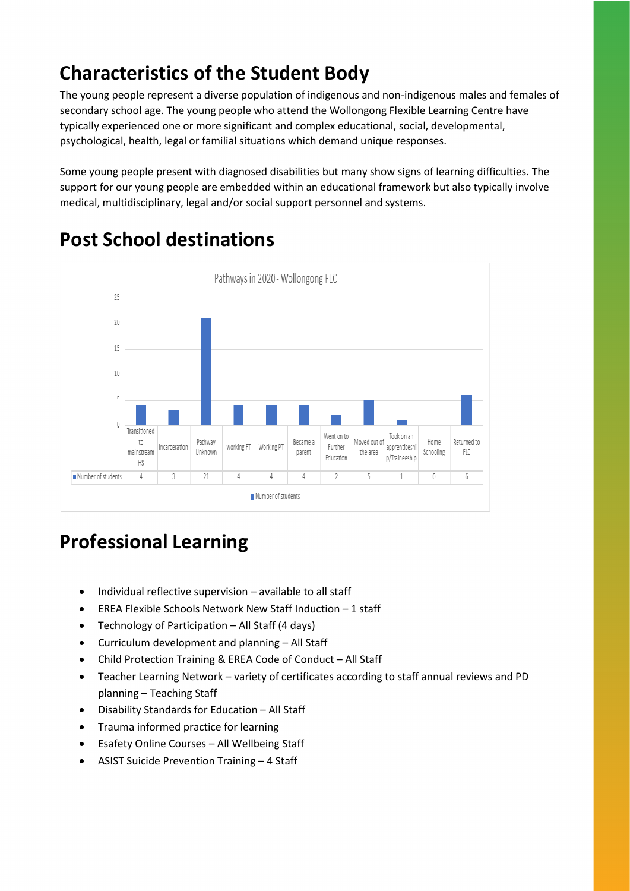## Characteristics of the Student Body

The young people represent a diverse population of indigenous and non-indigenous males and females of secondary school age. The young people who attend the Wollongong Flexible Learning Centre have typically experienced one or more significant and complex educational, social, developmental, psychological, health, legal or familial situations which demand unique responses.

Some young people present with diagnosed disabilities but many show signs of learning difficulties. The support for our young people are embedded within an educational framework but also typically involve medical, multidisciplinary, legal and/or social support personnel and systems.

## Post School destinations

Pathways in 2020 - Wollongong FLC

| | Transitioned to mainstream HS | Incarceration | Pathway Unknown | working FT | Working PT | Became a parent | Went on to Further Education | Moved out of the area | Took on an apprenticeship/Traineeship | Home Schooling | Returned to FLC |
|---|---|---|---|---|---|---|---|---|---|---|---|
| Number of students | 4 | 3 | 21 | 4 | 4 | 4 | 2 | 5 | 1 | 0 | 6 |

## Professional Learning

- Individual reflective supervision – available to all staff
- EREA Flexible Schools Network New Staff Induction – 1 staff
- Technology of Participation – All Staff (4 days)
- Curriculum development and planning – All Staff
- Child Protection Training & EREA Code of Conduct – All Staff
- Teacher Learning Network – variety of certificates according to staff annual reviews and PD planning – Teaching Staff
- Disability Standards for Education – All Staff
- Trauma informed practice for learning
- Esafety Online Courses – All Wellbeing Staff
- ASIST Suicide Prevention Training – 4 Staff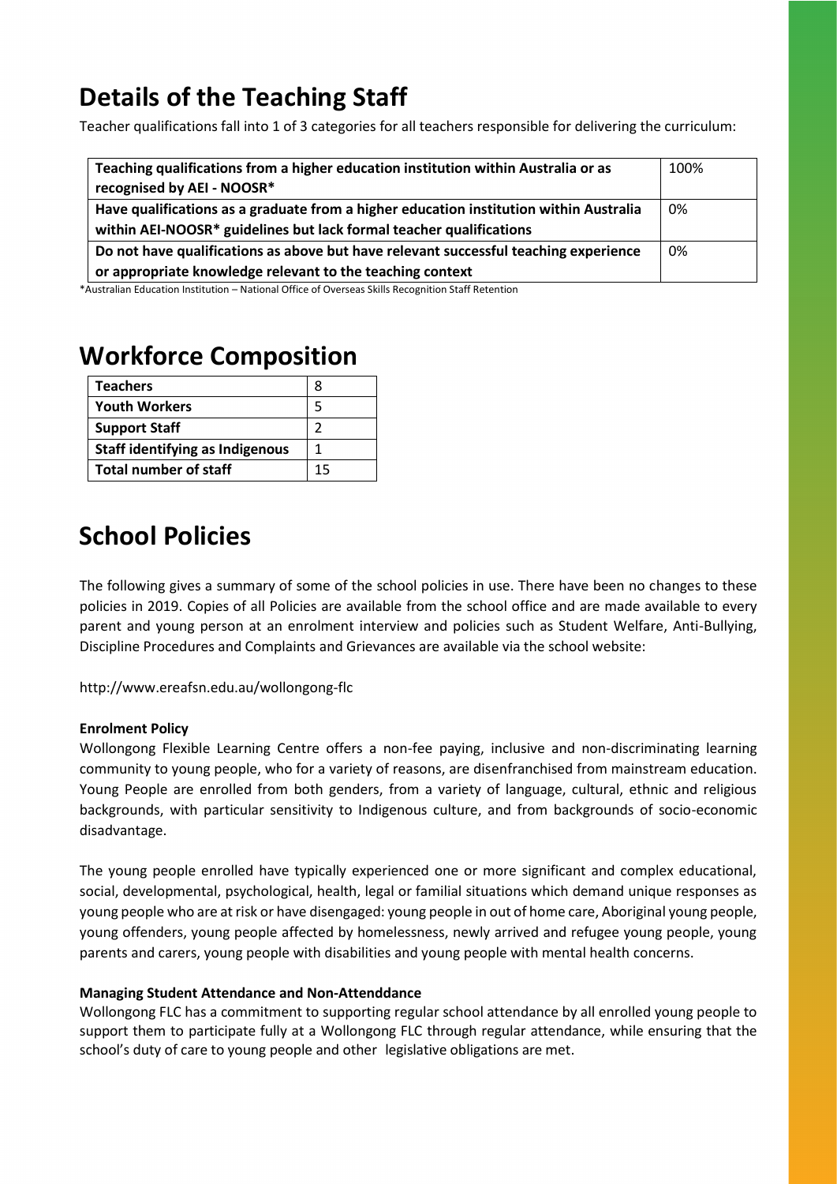## Details of the Teaching Staff

Teacher qualifications fall into 1 of 3 categories for all teachers responsible for delivering the curriculum:

| Category | Percentage |
| --- | --- |
| **Teaching qualifications from a higher education institution within Australia or as recognised by AEI - NOOSR*** | 100% |
| **Have qualifications as a graduate from a higher education institution within Australia within AEI-NOOSR* guidelines but lack formal teacher qualifications** | 0% |
| **Do not have qualifications as above but have relevant successful teaching experience or appropriate knowledge relevant to the teaching context** | 0% |

*Australian Education Institution – National Office of Overseas Skills Recognition Staff Retention

## Workforce Composition

| Role | Number |
| --- | --- |
| **Teachers** | 8 |
| **Youth Workers** | 5 |
| **Support Staff** | 2 |
| **Staff identifying as Indigenous** | 1 |
| **Total number of staff** | 15 |

## School Policies

The following gives a summary of some of the school policies in use. There have been no changes to these policies in 2019. Copies of all Policies are available from the school office and are made available to every parent and young person at an enrolment interview and policies such as Student Welfare, Anti-Bullying, Discipline Procedures and Complaints and Grievances are available via the school website:

http://www.ereafsn.edu.au/wollongong-flc

**Enrolment Policy**

Wollongong Flexible Learning Centre offers a non-fee paying, inclusive and non-discriminating learning community to young people, who for a variety of reasons, are disenfranchised from mainstream education. Young People are enrolled from both genders, from a variety of language, cultural, ethnic and religious backgrounds, with particular sensitivity to Indigenous culture, and from backgrounds of socio-economic disadvantage.

The young people enrolled have typically experienced one or more significant and complex educational, social, developmental, psychological, health, legal or familial situations which demand unique responses as young people who are at risk or have disengaged: young people in out of home care, Aboriginal young people, young offenders, young people affected by homelessness, newly arrived and refugee young people, young parents and carers, young people with disabilities and young people with mental health concerns.

**Managing Student Attendance and Non-Attenddance**

Wollongong FLC has a commitment to supporting regular school attendance by all enrolled young people to support them to participate fully at a Wollongong FLC through regular attendance, while ensuring that the school's duty of care to young people and other legislative obligations are met.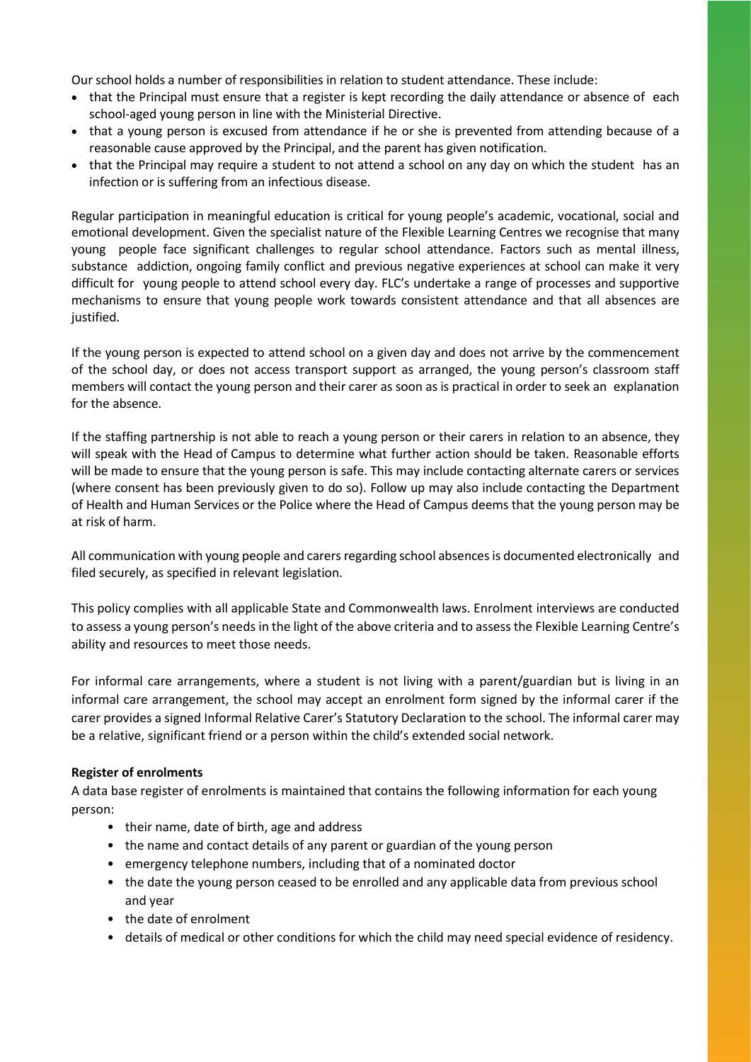Our school holds a number of responsibilities in relation to student attendance. These include:

- that the Principal must ensure that a register is kept recording the daily attendance or absence of each school-aged young person in line with the Ministerial Directive.
- that a young person is excused from attendance if he or she is prevented from attending because of a reasonable cause approved by the Principal, and the parent has given notification.
- that the Principal may require a student to not attend a school on any day on which the student has an infection or is suffering from an infectious disease.

Regular participation in meaningful education is critical for young people's academic, vocational, social and emotional development. Given the specialist nature of the Flexible Learning Centres we recognise that many young people face significant challenges to regular school attendance. Factors such as mental illness, substance addiction, ongoing family conflict and previous negative experiences at school can make it very difficult for young people to attend school every day. FLC's undertake a range of processes and supportive mechanisms to ensure that young people work towards consistent attendance and that all absences are justified.

If the young person is expected to attend school on a given day and does not arrive by the commencement of the school day, or does not access transport support as arranged, the young person's classroom staff members will contact the young person and their carer as soon as is practical in order to seek an explanation for the absence.

If the staffing partnership is not able to reach a young person or their carers in relation to an absence, they will speak with the Head of Campus to determine what further action should be taken. Reasonable efforts will be made to ensure that the young person is safe. This may include contacting alternate carers or services (where consent has been previously given to do so). Follow up may also include contacting the Department of Health and Human Services or the Police where the Head of Campus deems that the young person may be at risk of harm.

All communication with young people and carers regarding school absences is documented electronically and filed securely, as specified in relevant legislation.

This policy complies with all applicable State and Commonwealth laws. Enrolment interviews are conducted to assess a young person's needs in the light of the above criteria and to assess the Flexible Learning Centre's ability and resources to meet those needs.

For informal care arrangements, where a student is not living with a parent/guardian but is living in an informal care arrangement, the school may accept an enrolment form signed by the informal carer if the carer provides a signed Informal Relative Carer's Statutory Declaration to the school. The informal carer may be a relative, significant friend or a person within the child's extended social network.

**Register of enrolments**

A data base register of enrolments is maintained that contains the following information for each young person:

- their name, date of birth, age and address
- the name and contact details of any parent or guardian of the young person
- emergency telephone numbers, including that of a nominated doctor
- the date the young person ceased to be enrolled and any applicable data from previous school and year
- the date of enrolment
- details of medical or other conditions for which the child may need special evidence of residency.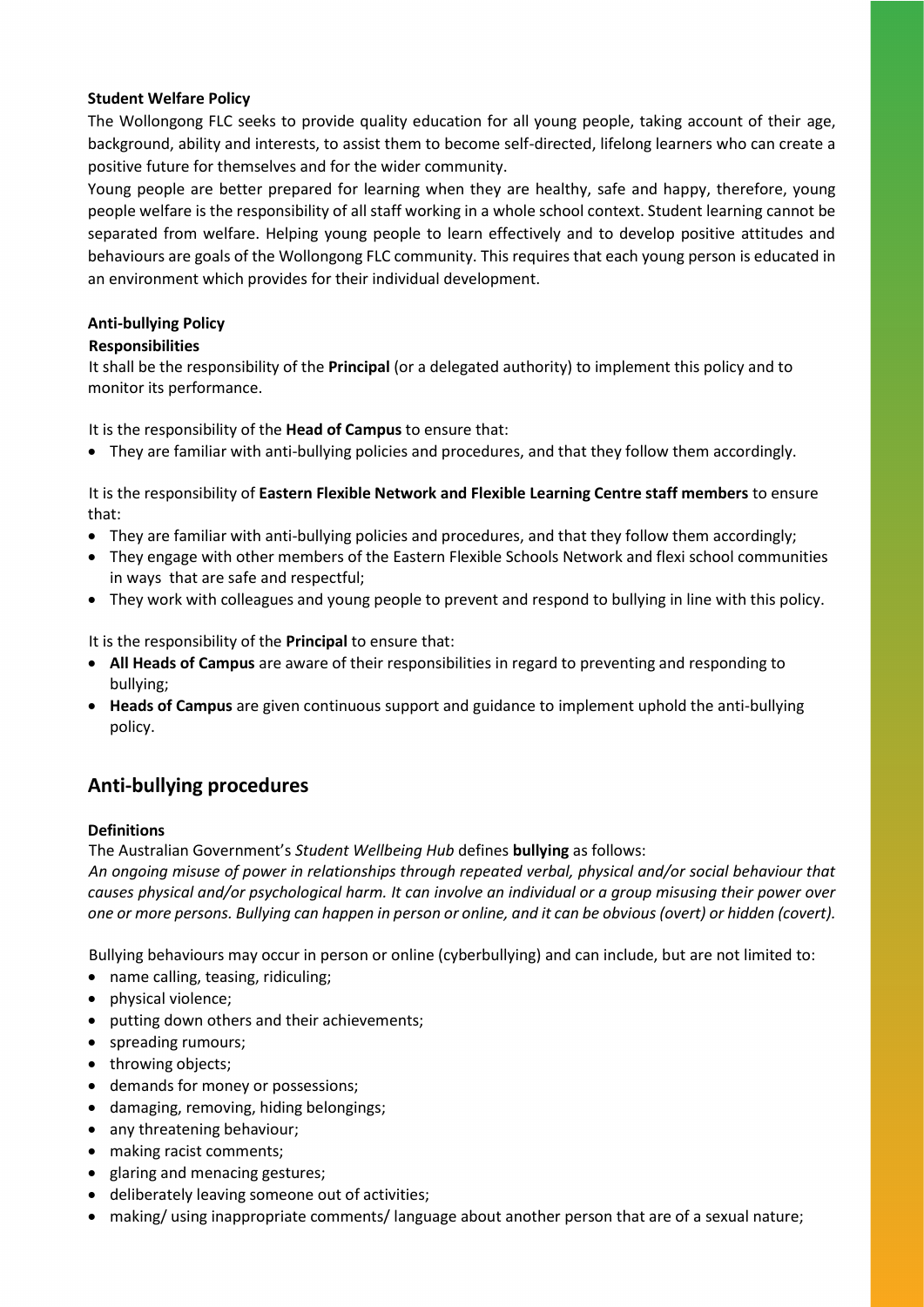**Student Welfare Policy**

The Wollongong FLC seeks to provide quality education for all young people, taking account of their age, background, ability and interests, to assist them to become self-directed, lifelong learners who can create a positive future for themselves and for the wider community.

Young people are better prepared for learning when they are healthy, safe and happy, therefore, young people welfare is the responsibility of all staff working in a whole school context. Student learning cannot be separated from welfare. Helping young people to learn effectively and to develop positive attitudes and behaviours are goals of the Wollongong FLC community. This requires that each young person is educated in an environment which provides for their individual development.

**Anti-bullying Policy**

**Responsibilities**

It shall be the responsibility of the **Principal** (or a delegated authority) to implement this policy and to monitor its performance.

It is the responsibility of the **Head of Campus** to ensure that:

- They are familiar with anti-bullying policies and procedures, and that they follow them accordingly.

It is the responsibility of **Eastern Flexible Network and Flexible Learning Centre staff members** to ensure that:

- They are familiar with anti-bullying policies and procedures, and that they follow them accordingly;
- They engage with other members of the Eastern Flexible Schools Network and flexi school communities in ways that are safe and respectful;
- They work with colleagues and young people to prevent and respond to bullying in line with this policy.

It is the responsibility of the **Principal** to ensure that:

- **All Heads of Campus** are aware of their responsibilities in regard to preventing and responding to bullying;
- **Heads of Campus** are given continuous support and guidance to implement uphold the anti-bullying policy.

## Anti-bullying procedures

**Definitions**

The Australian Government's *Student Wellbeing Hub* defines **bullying** as follows:

*An ongoing misuse of power in relationships through repeated verbal, physical and/or social behaviour that causes physical and/or psychological harm. It can involve an individual or a group misusing their power over one or more persons. Bullying can happen in person or online, and it can be obvious (overt) or hidden (covert).*

Bullying behaviours may occur in person or online (cyberbullying) and can include, but are not limited to:

- name calling, teasing, ridiculing;
- physical violence;
- putting down others and their achievements;
- spreading rumours;
- throwing objects;
- demands for money or possessions;
- damaging, removing, hiding belongings;
- any threatening behaviour;
- making racist comments;
- glaring and menacing gestures;
- deliberately leaving someone out of activities;
- making/ using inappropriate comments/ language about another person that are of a sexual nature;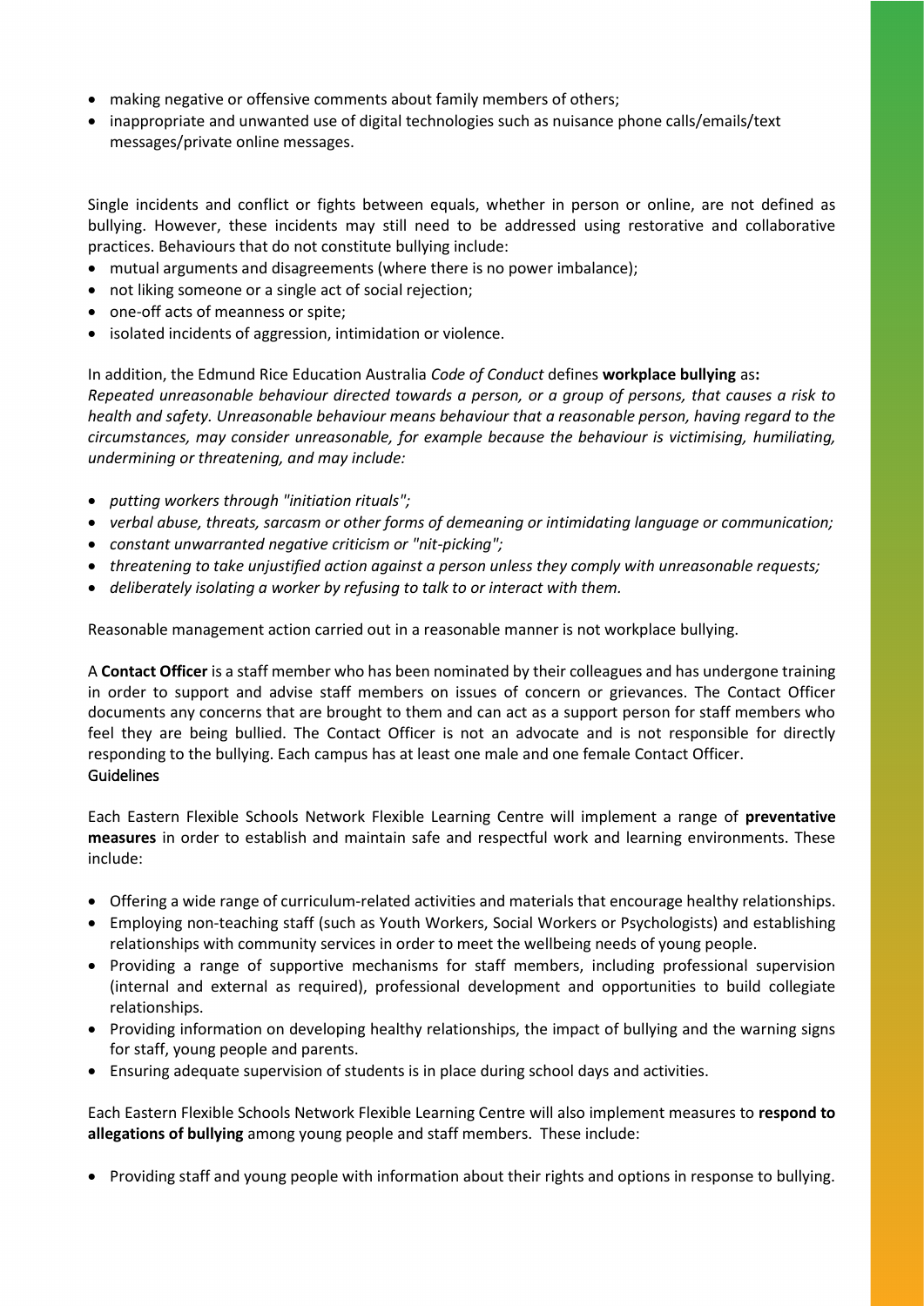- making negative or offensive comments about family members of others;
- inappropriate and unwanted use of digital technologies such as nuisance phone calls/emails/text messages/private online messages.

Single incidents and conflict or fights between equals, whether in person or online, are not defined as bullying. However, these incidents may still need to be addressed using restorative and collaborative practices. Behaviours that do not constitute bullying include:

- mutual arguments and disagreements (where there is no power imbalance);
- not liking someone or a single act of social rejection;
- one-off acts of meanness or spite;
- isolated incidents of aggression, intimidation or violence.

In addition, the Edmund Rice Education Australia *Code of Conduct* defines **workplace bullying** as**:**
*Repeated unreasonable behaviour directed towards a person, or a group of persons, that causes a risk to health and safety. Unreasonable behaviour means behaviour that a reasonable person, having regard to the circumstances, may consider unreasonable, for example because the behaviour is victimising, humiliating, undermining or threatening, and may include:*

- *putting workers through "initiation rituals";*
- *verbal abuse, threats, sarcasm or other forms of demeaning or intimidating language or communication;*
- *constant unwarranted negative criticism or "nit-picking";*
- *threatening to take unjustified action against a person unless they comply with unreasonable requests;*
- *deliberately isolating a worker by refusing to talk to or interact with them.*

Reasonable management action carried out in a reasonable manner is not workplace bullying.

A **Contact Officer** is a staff member who has been nominated by their colleagues and has undergone training in order to support and advise staff members on issues of concern or grievances. The Contact Officer documents any concerns that are brought to them and can act as a support person for staff members who feel they are being bullied. The Contact Officer is not an advocate and is not responsible for directly responding to the bullying. Each campus has at least one male and one female Contact Officer.

## Guidelines

Each Eastern Flexible Schools Network Flexible Learning Centre will implement a range of **preventative measures** in order to establish and maintain safe and respectful work and learning environments. These include:

- Offering a wide range of curriculum-related activities and materials that encourage healthy relationships.
- Employing non-teaching staff (such as Youth Workers, Social Workers or Psychologists) and establishing relationships with community services in order to meet the wellbeing needs of young people.
- Providing a range of supportive mechanisms for staff members, including professional supervision (internal and external as required), professional development and opportunities to build collegiate relationships.
- Providing information on developing healthy relationships, the impact of bullying and the warning signs for staff, young people and parents.
- Ensuring adequate supervision of students is in place during school days and activities.

Each Eastern Flexible Schools Network Flexible Learning Centre will also implement measures to **respond to allegations of bullying** among young people and staff members. These include:

- Providing staff and young people with information about their rights and options in response to bullying.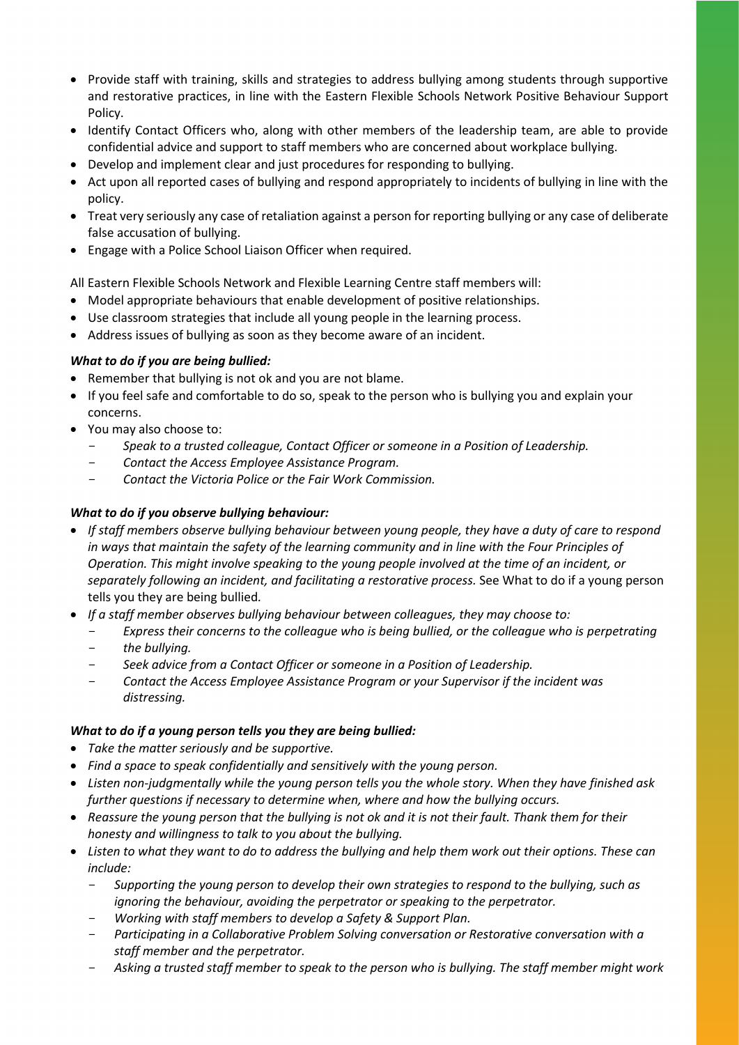- Provide staff with training, skills and strategies to address bullying among students through supportive and restorative practices, in line with the Eastern Flexible Schools Network Positive Behaviour Support Policy.
- Identify Contact Officers who, along with other members of the leadership team, are able to provide confidential advice and support to staff members who are concerned about workplace bullying.
- Develop and implement clear and just procedures for responding to bullying.
- Act upon all reported cases of bullying and respond appropriately to incidents of bullying in line with the policy.
- Treat very seriously any case of retaliation against a person for reporting bullying or any case of deliberate false accusation of bullying.
- Engage with a Police School Liaison Officer when required.

All Eastern Flexible Schools Network and Flexible Learning Centre staff members will:

- Model appropriate behaviours that enable development of positive relationships.
- Use classroom strategies that include all young people in the learning process.
- Address issues of bullying as soon as they become aware of an incident.

***What to do if you are being bullied:***

- Remember that bullying is not ok and you are not blame.
- If you feel safe and comfortable to do so, speak to the person who is bullying you and explain your concerns.
- You may also choose to:
  - *Speak to a trusted colleague, Contact Officer or someone in a Position of Leadership.*
  - *Contact the Access Employee Assistance Program.*
  - *Contact the Victoria Police or the Fair Work Commission.*

***What to do if you observe bullying behaviour:***

- *If staff members observe bullying behaviour between young people, they have a duty of care to respond in ways that maintain the safety of the learning community and in line with the Four Principles of Operation. This might involve speaking to the young people involved at the time of an incident, or separately following an incident, and facilitating a restorative process.* See What to do if a young person tells you they are being bullied*.*
- *If a staff member observes bullying behaviour between colleagues, they may choose to:*
  - *Express their concerns to the colleague who is being bullied, or the colleague who is perpetrating the bullying.*
  - *Seek advice from a Contact Officer or someone in a Position of Leadership.*
  - *Contact the Access Employee Assistance Program or your Supervisor if the incident was distressing.*

***What to do if a young person tells you they are being bullied:***

- *Take the matter seriously and be supportive.*
- *Find a space to speak confidentially and sensitively with the young person.*
- *Listen non-judgmentally while the young person tells you the whole story. When they have finished ask further questions if necessary to determine when, where and how the bullying occurs.*
- *Reassure the young person that the bullying is not ok and it is not their fault. Thank them for their honesty and willingness to talk to you about the bullying.*
- *Listen to what they want to do to address the bullying and help them work out their options. These can include:*
  - *Supporting the young person to develop their own strategies to respond to the bullying, such as ignoring the behaviour, avoiding the perpetrator or speaking to the perpetrator.*
  - *Working with staff members to develop a Safety & Support Plan.*
  - *Participating in a Collaborative Problem Solving conversation or Restorative conversation with a staff member and the perpetrator.*
  - *Asking a trusted staff member to speak to the person who is bullying. The staff member might work*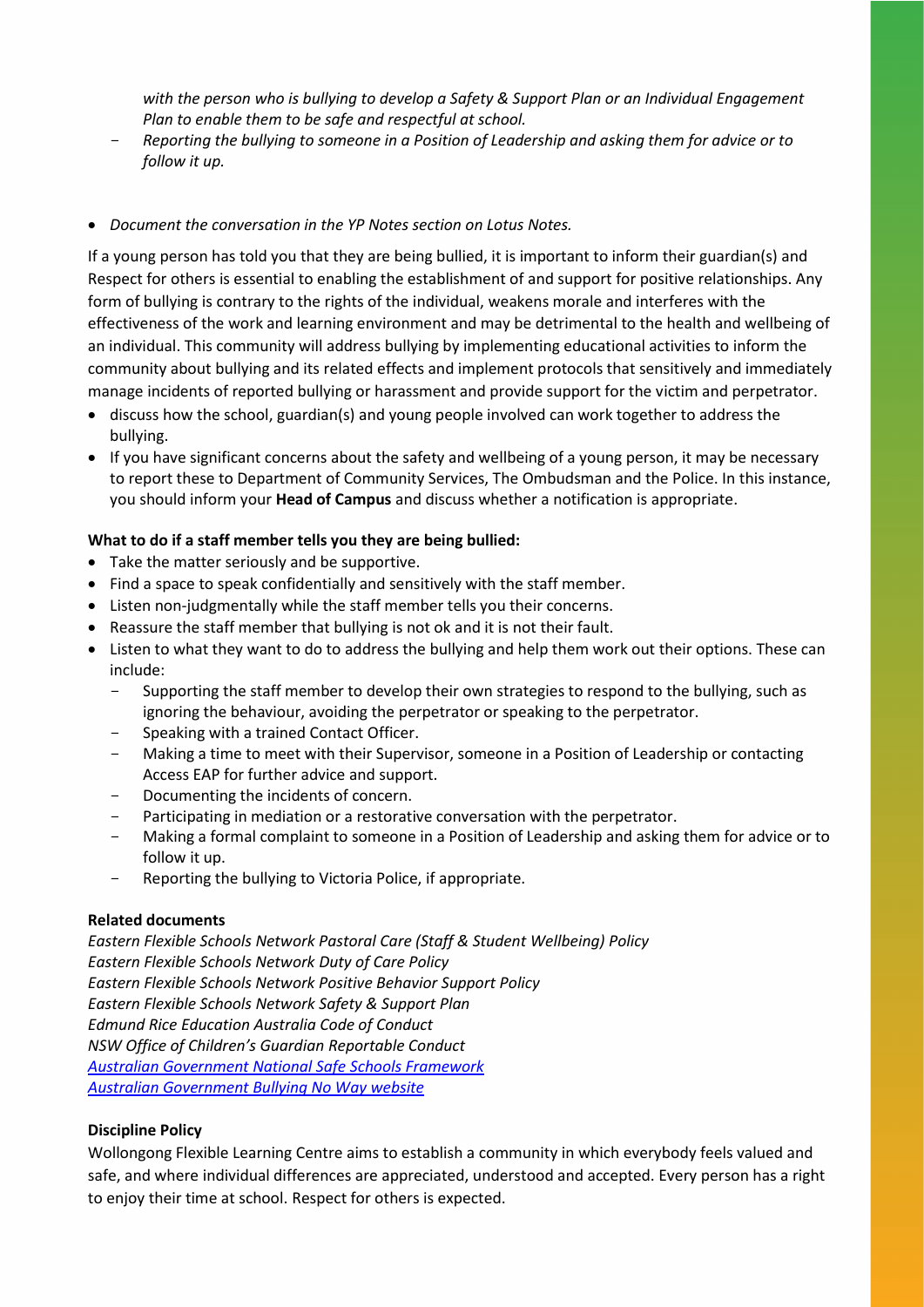*with the person who is bullying to develop a Safety & Support Plan or an Individual Engagement Plan to enable them to be safe and respectful at school.*
- *Reporting the bullying to someone in a Position of Leadership and asking them for advice or to follow it up.*

- *Document the conversation in the YP Notes section on Lotus Notes.*

If a young person has told you that they are being bullied, it is important to inform their guardian(s) and Respect for others is essential to enabling the establishment of and support for positive relationships. Any form of bullying is contrary to the rights of the individual, weakens morale and interferes with the effectiveness of the work and learning environment and may be detrimental to the health and wellbeing of an individual. This community will address bullying by implementing educational activities to inform the community about bullying and its related effects and implement protocols that sensitively and immediately manage incidents of reported bullying or harassment and provide support for the victim and perpetrator.

- discuss how the school, guardian(s) and young people involved can work together to address the bullying.
- If you have significant concerns about the safety and wellbeing of a young person, it may be necessary to report these to Department of Community Services, The Ombudsman and the Police. In this instance, you should inform your **Head of Campus** and discuss whether a notification is appropriate.

**What to do if a staff member tells you they are being bullied:**

- Take the matter seriously and be supportive.
- Find a space to speak confidentially and sensitively with the staff member.
- Listen non-judgmentally while the staff member tells you their concerns.
- Reassure the staff member that bullying is not ok and it is not their fault.
- Listen to what they want to do to address the bullying and help them work out their options. These can include:
  - Supporting the staff member to develop their own strategies to respond to the bullying, such as ignoring the behaviour, avoiding the perpetrator or speaking to the perpetrator.
  - Speaking with a trained Contact Officer.
  - Making a time to meet with their Supervisor, someone in a Position of Leadership or contacting Access EAP for further advice and support.
  - Documenting the incidents of concern.
  - Participating in mediation or a restorative conversation with the perpetrator.
  - Making a formal complaint to someone in a Position of Leadership and asking them for advice or to follow it up.
  - Reporting the bullying to Victoria Police, if appropriate.

**Related documents**

*Eastern Flexible Schools Network Pastoral Care (Staff & Student Wellbeing) Policy*
*Eastern Flexible Schools Network Duty of Care Policy*
*Eastern Flexible Schools Network Positive Behavior Support Policy*
*Eastern Flexible Schools Network Safety & Support Plan*
*Edmund Rice Education Australia Code of Conduct*
*NSW Office of Children's Guardian Reportable Conduct*
*Australian Government National Safe Schools Framework*
*Australian Government Bullying No Way website*

**Discipline Policy**

Wollongong Flexible Learning Centre aims to establish a community in which everybody feels valued and safe, and where individual differences are appreciated, understood and accepted. Every person has a right to enjoy their time at school. Respect for others is expected.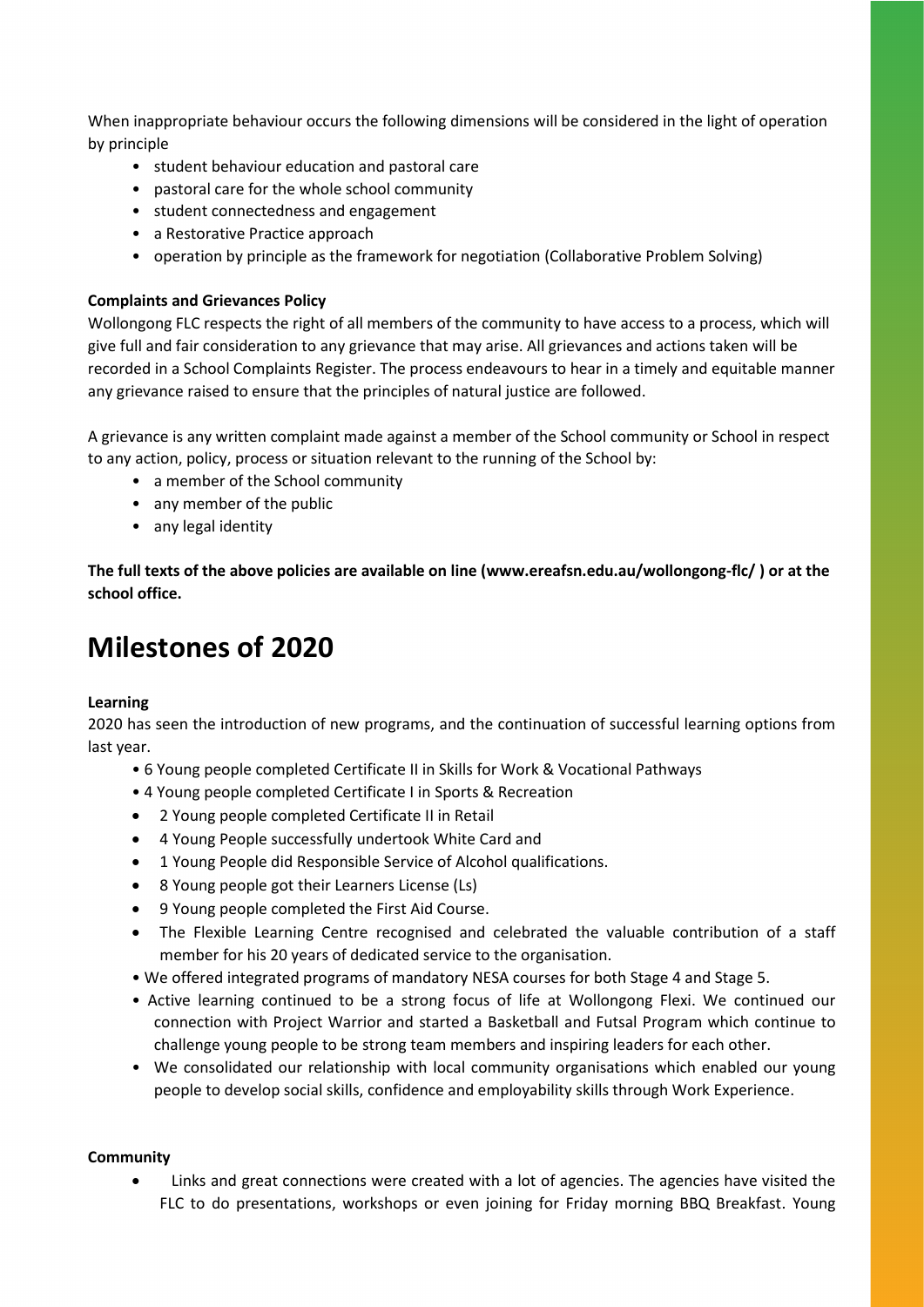When inappropriate behaviour occurs the following dimensions will be considered in the light of operation by principle

- student behaviour education and pastoral care
- pastoral care for the whole school community
- student connectedness and engagement
- a Restorative Practice approach
- operation by principle as the framework for negotiation (Collaborative Problem Solving)

**Complaints and Grievances Policy**

Wollongong FLC respects the right of all members of the community to have access to a process, which will give full and fair consideration to any grievance that may arise. All grievances and actions taken will be recorded in a School Complaints Register. The process endeavours to hear in a timely and equitable manner any grievance raised to ensure that the principles of natural justice are followed.

A grievance is any written complaint made against a member of the School community or School in respect to any action, policy, process or situation relevant to the running of the School by:

- a member of the School community
- any member of the public
- any legal identity

**The full texts of the above policies are available on line (www.ereafsn.edu.au/wollongong-flc/ ) or at the school office.**

# Milestones of 2020

**Learning**

2020 has seen the introduction of new programs, and the continuation of successful learning options from last year.

- 6 Young people completed Certificate II in Skills for Work & Vocational Pathways
- 4 Young people completed Certificate I in Sports & Recreation
- 2 Young people completed Certificate II in Retail
- 4 Young People successfully undertook White Card and
- 1 Young People did Responsible Service of Alcohol qualifications.
- 8 Young people got their Learners License (Ls)
- 9 Young people completed the First Aid Course.
- The Flexible Learning Centre recognised and celebrated the valuable contribution of a staff member for his 20 years of dedicated service to the organisation.
- We offered integrated programs of mandatory NESA courses for both Stage 4 and Stage 5.
- Active learning continued to be a strong focus of life at Wollongong Flexi. We continued our connection with Project Warrior and started a Basketball and Futsal Program which continue to challenge young people to be strong team members and inspiring leaders for each other.
- We consolidated our relationship with local community organisations which enabled our young people to develop social skills, confidence and employability skills through Work Experience.

**Community**

- Links and great connections were created with a lot of agencies. The agencies have visited the FLC to do presentations, workshops or even joining for Friday morning BBQ Breakfast. Young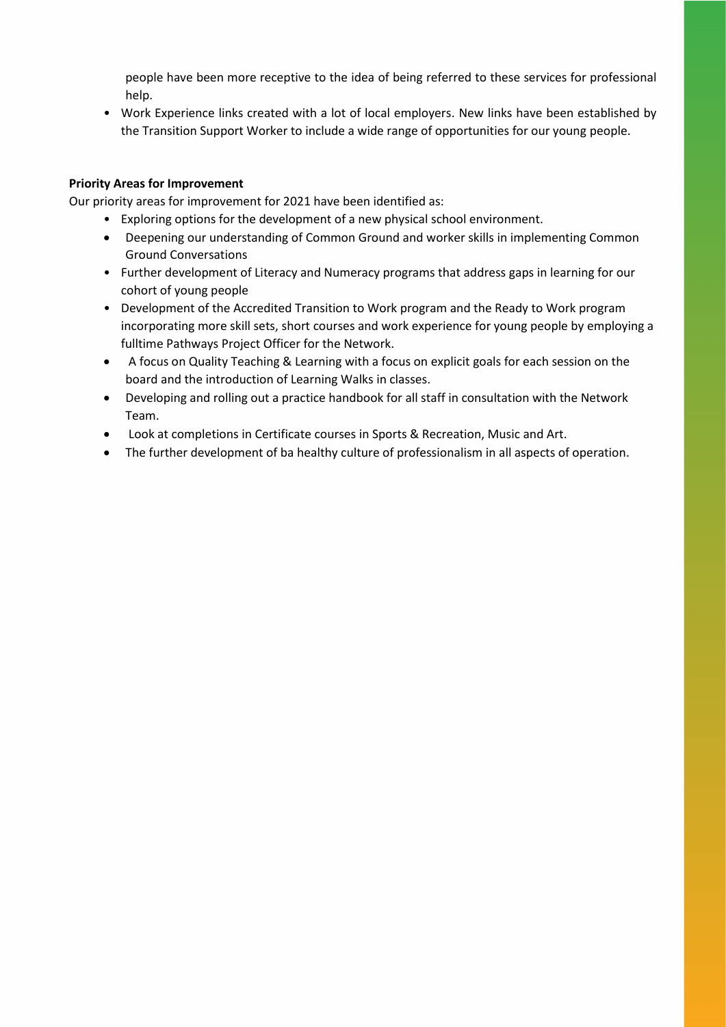people have been more receptive to the idea of being referred to these services for professional help.

- Work Experience links created with a lot of local employers. New links have been established by the Transition Support Worker to include a wide range of opportunities for our young people.

**Priority Areas for Improvement**

Our priority areas for improvement for 2021 have been identified as:

- Exploring options for the development of a new physical school environment.
- Deepening our understanding of Common Ground and worker skills in implementing Common Ground Conversations
- Further development of Literacy and Numeracy programs that address gaps in learning for our cohort of young people
- Development of the Accredited Transition to Work program and the Ready to Work program incorporating more skill sets, short courses and work experience for young people by employing a fulltime Pathways Project Officer for the Network.
- A focus on Quality Teaching & Learning with a focus on explicit goals for each session on the board and the introduction of Learning Walks in classes.
- Developing and rolling out a practice handbook for all staff in consultation with the Network Team.
- Look at completions in Certificate courses in Sports & Recreation, Music and Art.
- The further development of ba healthy culture of professionalism in all aspects of operation.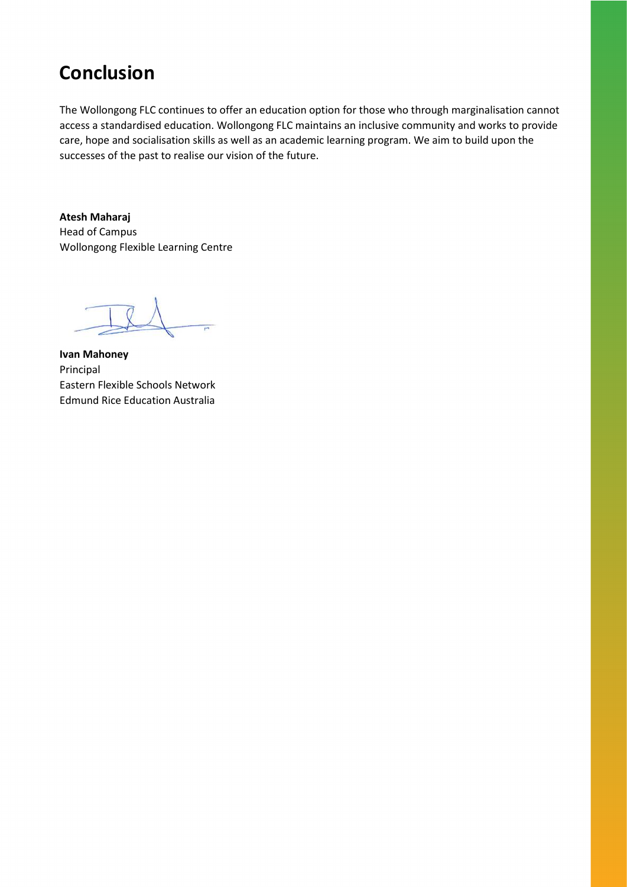# Conclusion

The Wollongong FLC continues to offer an education option for those who through marginalisation cannot access a standardised education. Wollongong FLC maintains an inclusive community and works to provide care, hope and socialisation skills as well as an academic learning program. We aim to build upon the successes of the past to realise our vision of the future.

**Atesh Maharaj**
Head of Campus
Wollongong Flexible Learning Centre

**Ivan Mahoney**
Principal
Eastern Flexible Schools Network
Edmund Rice Education Australia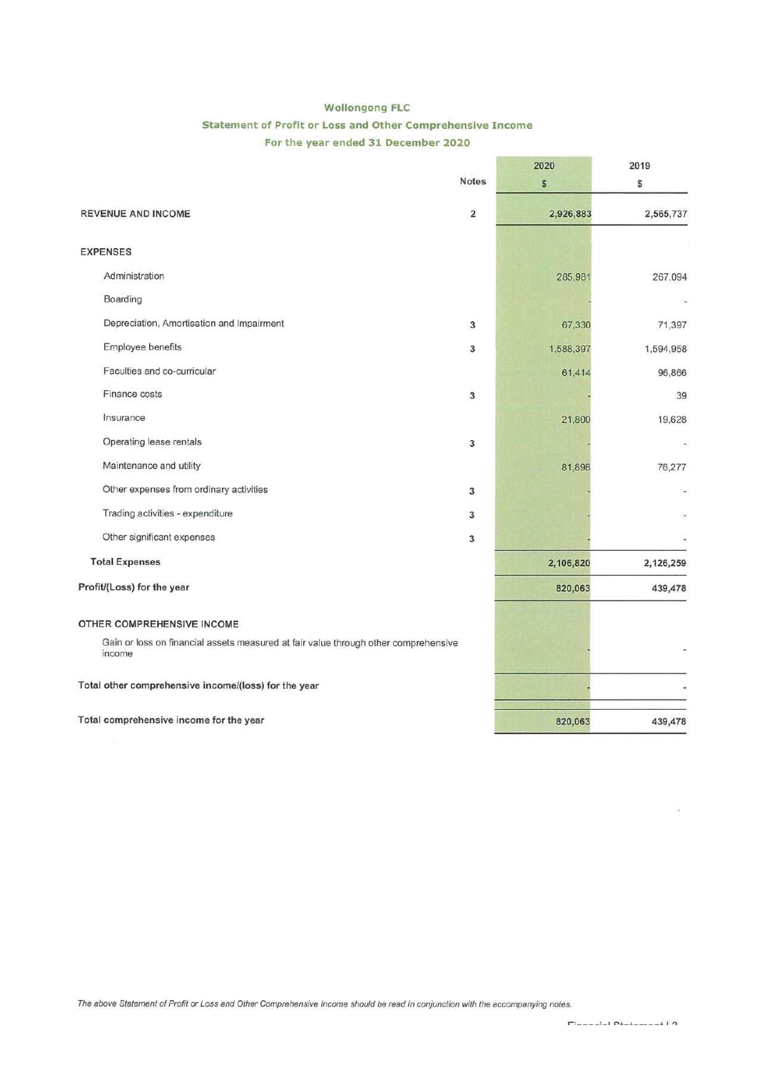## Wollongong FLC

### Statement of Profit or Loss and Other Comprehensive Income

### For the year ended 31 December 2020

| | Notes | 2020<br>$ | 2019<br>$ |
|---|---|---|---|
| **REVENUE AND INCOME** | 2 | 2,926,883 | 2,565,737 |
| **EXPENSES** | | | |
| Administration | | 285,981 | 267,094 |
| Boarding | | - | - |
| Depreciation, Amortisation and Impairment | 3 | 67,330 | 71,397 |
| Employee benefits | 3 | 1,588,397 | 1,594,958 |
| Faculties and co-curricular | | 61,414 | 96,866 |
| Finance costs | 3 | - | 39 |
| Insurance | | 21,800 | 19,628 |
| Operating lease rentals | 3 | - | - |
| Maintenance and utility | | 81,898 | 76,277 |
| Other expenses from ordinary activities | 3 | - | - |
| Trading activities - expenditure | 3 | - | - |
| Other significant expenses | 3 | - | - |
| **Total Expenses** | | **2,106,820** | **2,126,259** |
| **Profit/(Loss) for the year** | | **820,063** | **439,478** |
| **OTHER COMPREHENSIVE INCOME** | | | |
| Gain or loss on financial assets measured at fair value through other comprehensive income | | - | - |
| **Total other comprehensive income/(loss) for the year** | | - | - |
| **Total comprehensive income for the year** | | **820,063** | **439,478** |

*The above Statement of Profit or Loss and Other Comprehensive Income should be read in conjunction with the accompanying notes.*